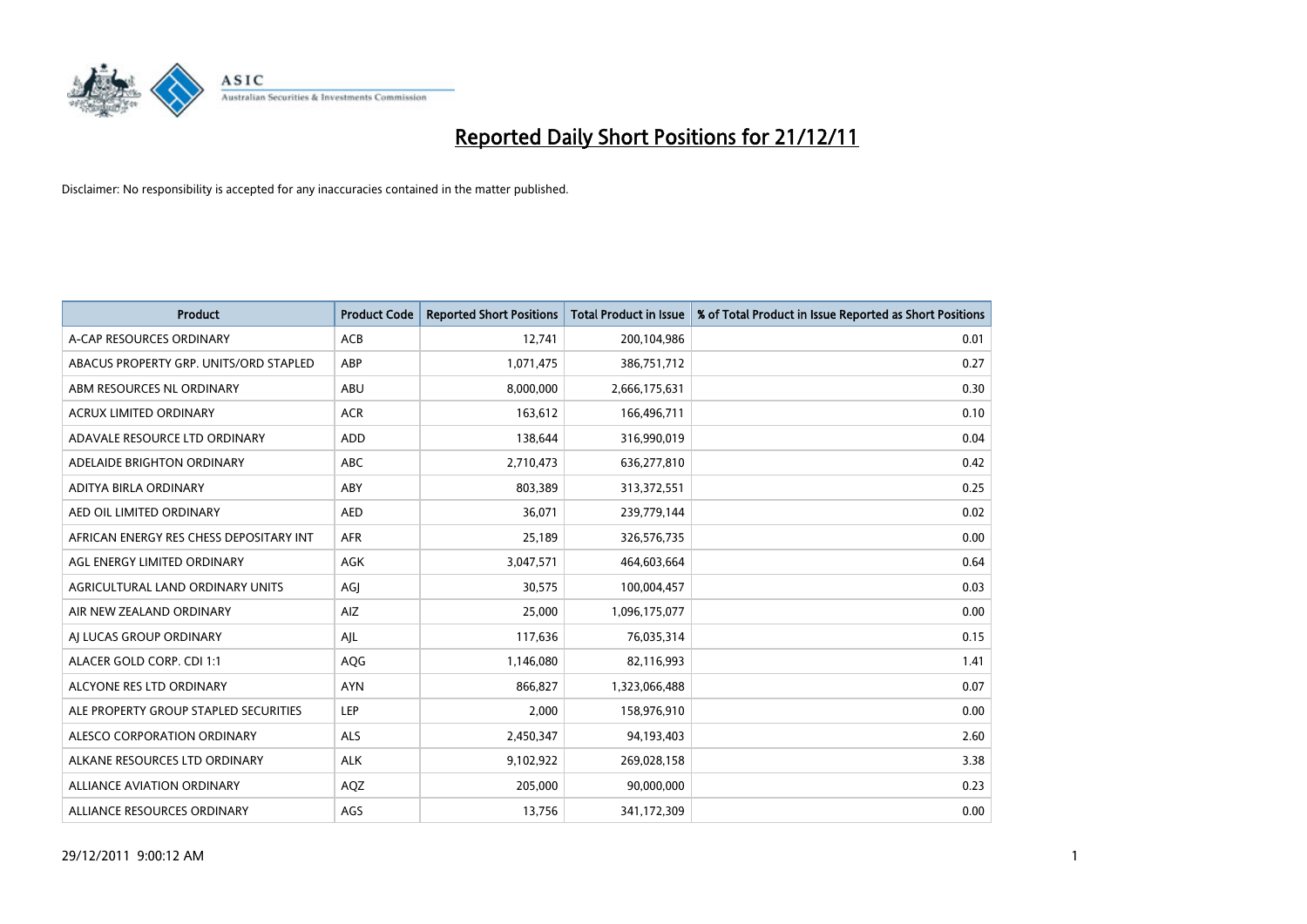# Reported Daily Short Positions for 21/12/11

Disclaimer: No responsibility is accepted for any inaccuracies contained in the matter published.

| Product | Product Code | Reported Short Positions | Total Product in Issue | % of Total Product in Issue Reported as Short Positions |
|---|---|---|---|---|
| A-CAP RESOURCES ORDINARY | ACB | 12,741 | 200,104,986 | 0.01 |
| ABACUS PROPERTY GRP. UNITS/ORD STAPLED | ABP | 1,071,475 | 386,751,712 | 0.27 |
| ABM RESOURCES NL ORDINARY | ABU | 8,000,000 | 2,666,175,631 | 0.30 |
| ACRUX LIMITED ORDINARY | ACR | 163,612 | 166,496,711 | 0.10 |
| ADAVALE RESOURCE LTD ORDINARY | ADD | 138,644 | 316,990,019 | 0.04 |
| ADELAIDE BRIGHTON ORDINARY | ABC | 2,710,473 | 636,277,810 | 0.42 |
| ADITYA BIRLA ORDINARY | ABY | 803,389 | 313,372,551 | 0.25 |
| AED OIL LIMITED ORDINARY | AED | 36,071 | 239,779,144 | 0.02 |
| AFRICAN ENERGY RES CHESS DEPOSITARY INT | AFR | 25,189 | 326,576,735 | 0.00 |
| AGL ENERGY LIMITED ORDINARY | AGK | 3,047,571 | 464,603,664 | 0.64 |
| AGRICULTURAL LAND ORDINARY UNITS | AGJ | 30,575 | 100,004,457 | 0.03 |
| AIR NEW ZEALAND ORDINARY | AIZ | 25,000 | 1,096,175,077 | 0.00 |
| AJ LUCAS GROUP ORDINARY | AJL | 117,636 | 76,035,314 | 0.15 |
| ALACER GOLD CORP. CDI 1:1 | AQG | 1,146,080 | 82,116,993 | 1.41 |
| ALCYONE RES LTD ORDINARY | AYN | 866,827 | 1,323,066,488 | 0.07 |
| ALE PROPERTY GROUP STAPLED SECURITIES | LEP | 2,000 | 158,976,910 | 0.00 |
| ALESCO CORPORATION ORDINARY | ALS | 2,450,347 | 94,193,403 | 2.60 |
| ALKANE RESOURCES LTD ORDINARY | ALK | 9,102,922 | 269,028,158 | 3.38 |
| ALLIANCE AVIATION ORDINARY | AQZ | 205,000 | 90,000,000 | 0.23 |
| ALLIANCE RESOURCES ORDINARY | AGS | 13,756 | 341,172,309 | 0.00 |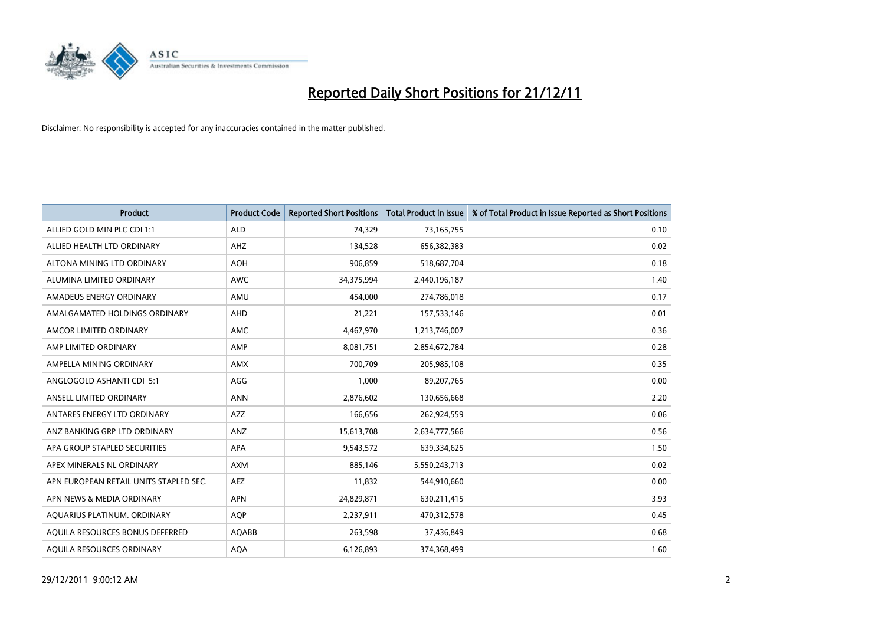# Reported Daily Short Positions for 21/12/11

Disclaimer: No responsibility is accepted for any inaccuracies contained in the matter published.

| Product | Product Code | Reported Short Positions | Total Product in Issue | % of Total Product in Issue Reported as Short Positions |
|---|---|---|---|---|
| ALLIED GOLD MIN PLC CDI 1:1 | ALD | 74,329 | 73,165,755 | 0.10 |
| ALLIED HEALTH LTD ORDINARY | AHZ | 134,528 | 656,382,383 | 0.02 |
| ALTONA MINING LTD ORDINARY | AOH | 906,859 | 518,687,704 | 0.18 |
| ALUMINA LIMITED ORDINARY | AWC | 34,375,994 | 2,440,196,187 | 1.40 |
| AMADEUS ENERGY ORDINARY | AMU | 454,000 | 274,786,018 | 0.17 |
| AMALGAMATED HOLDINGS ORDINARY | AHD | 21,221 | 157,533,146 | 0.01 |
| AMCOR LIMITED ORDINARY | AMC | 4,467,970 | 1,213,746,007 | 0.36 |
| AMP LIMITED ORDINARY | AMP | 8,081,751 | 2,854,672,784 | 0.28 |
| AMPELLA MINING ORDINARY | AMX | 700,709 | 205,985,108 | 0.35 |
| ANGLOGOLD ASHANTI CDI 5:1 | AGG | 1,000 | 89,207,765 | 0.00 |
| ANSELL LIMITED ORDINARY | ANN | 2,876,602 | 130,656,668 | 2.20 |
| ANTARES ENERGY LTD ORDINARY | AZZ | 166,656 | 262,924,559 | 0.06 |
| ANZ BANKING GRP LTD ORDINARY | ANZ | 15,613,708 | 2,634,777,566 | 0.56 |
| APA GROUP STAPLED SECURITIES | APA | 9,543,572 | 639,334,625 | 1.50 |
| APEX MINERALS NL ORDINARY | AXM | 885,146 | 5,550,243,713 | 0.02 |
| APN EUROPEAN RETAIL UNITS STAPLED SEC. | AEZ | 11,832 | 544,910,660 | 0.00 |
| APN NEWS & MEDIA ORDINARY | APN | 24,829,871 | 630,211,415 | 3.93 |
| AQUARIUS PLATINUM. ORDINARY | AQP | 2,237,911 | 470,312,578 | 0.45 |
| AQUILA RESOURCES BONUS DEFERRED | AQABB | 263,598 | 37,436,849 | 0.68 |
| AQUILA RESOURCES ORDINARY | AQA | 6,126,893 | 374,368,499 | 1.60 |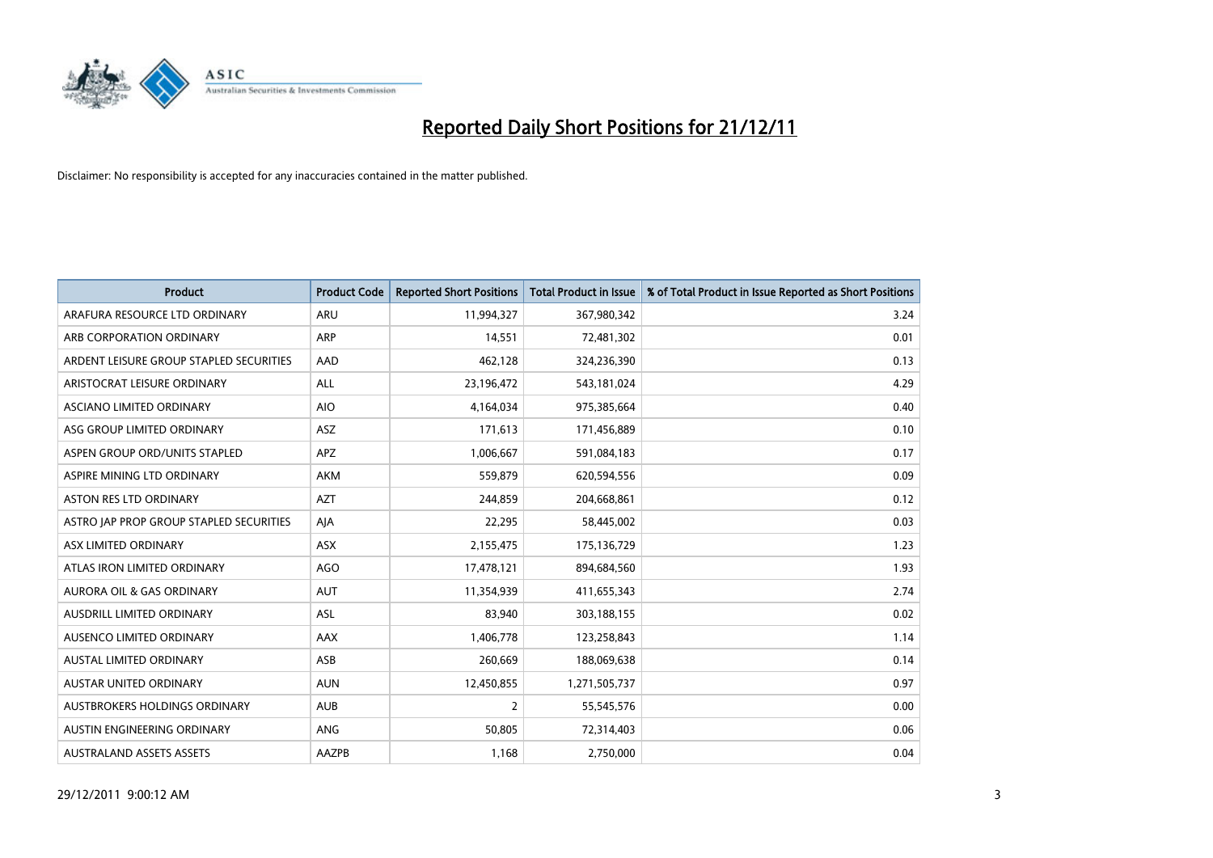# Reported Daily Short Positions for 21/12/11

Disclaimer: No responsibility is accepted for any inaccuracies contained in the matter published.

| Product | Product Code | Reported Short Positions | Total Product in Issue | % of Total Product in Issue Reported as Short Positions |
|---|---|---|---|---|
| ARAFURA RESOURCE LTD ORDINARY | ARU | 11,994,327 | 367,980,342 | 3.24 |
| ARB CORPORATION ORDINARY | ARP | 14,551 | 72,481,302 | 0.01 |
| ARDENT LEISURE GROUP STAPLED SECURITIES | AAD | 462,128 | 324,236,390 | 0.13 |
| ARISTOCRAT LEISURE ORDINARY | ALL | 23,196,472 | 543,181,024 | 4.29 |
| ASCIANO LIMITED ORDINARY | AIO | 4,164,034 | 975,385,664 | 0.40 |
| ASG GROUP LIMITED ORDINARY | ASZ | 171,613 | 171,456,889 | 0.10 |
| ASPEN GROUP ORD/UNITS STAPLED | APZ | 1,006,667 | 591,084,183 | 0.17 |
| ASPIRE MINING LTD ORDINARY | AKM | 559,879 | 620,594,556 | 0.09 |
| ASTON RES LTD ORDINARY | AZT | 244,859 | 204,668,861 | 0.12 |
| ASTRO JAP PROP GROUP STAPLED SECURITIES | AJA | 22,295 | 58,445,002 | 0.03 |
| ASX LIMITED ORDINARY | ASX | 2,155,475 | 175,136,729 | 1.23 |
| ATLAS IRON LIMITED ORDINARY | AGO | 17,478,121 | 894,684,560 | 1.93 |
| AURORA OIL & GAS ORDINARY | AUT | 11,354,939 | 411,655,343 | 2.74 |
| AUSDRILL LIMITED ORDINARY | ASL | 83,940 | 303,188,155 | 0.02 |
| AUSENCO LIMITED ORDINARY | AAX | 1,406,778 | 123,258,843 | 1.14 |
| AUSTAL LIMITED ORDINARY | ASB | 260,669 | 188,069,638 | 0.14 |
| AUSTAR UNITED ORDINARY | AUN | 12,450,855 | 1,271,505,737 | 0.97 |
| AUSTBROKERS HOLDINGS ORDINARY | AUB | 2 | 55,545,576 | 0.00 |
| AUSTIN ENGINEERING ORDINARY | ANG | 50,805 | 72,314,403 | 0.06 |
| AUSTRALAND ASSETS ASSETS | AAZPB | 1,168 | 2,750,000 | 0.04 |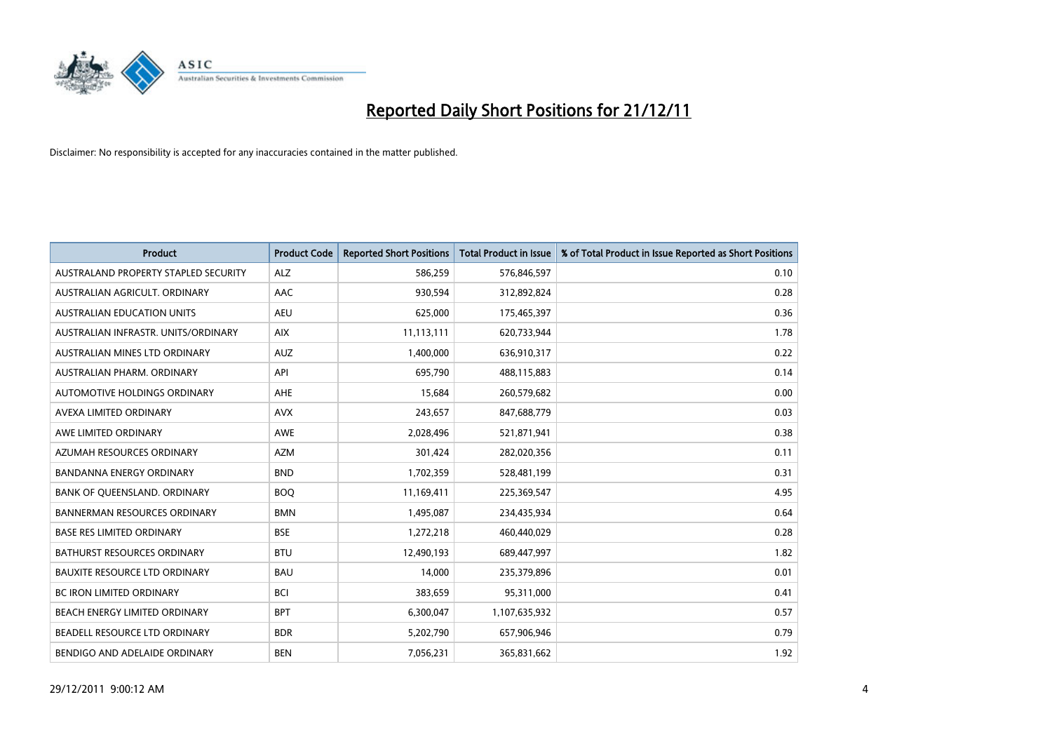# Reported Daily Short Positions for 21/12/11

Disclaimer: No responsibility is accepted for any inaccuracies contained in the matter published.

| Product | Product Code | Reported Short Positions | Total Product in Issue | % of Total Product in Issue Reported as Short Positions |
|---|---|---|---|---|
| AUSTRALAND PROPERTY STAPLED SECURITY | ALZ | 586,259 | 576,846,597 | 0.10 |
| AUSTRALIAN AGRICULT. ORDINARY | AAC | 930,594 | 312,892,824 | 0.28 |
| AUSTRALIAN EDUCATION UNITS | AEU | 625,000 | 175,465,397 | 0.36 |
| AUSTRALIAN INFRASTR. UNITS/ORDINARY | AIX | 11,113,111 | 620,733,944 | 1.78 |
| AUSTRALIAN MINES LTD ORDINARY | AUZ | 1,400,000 | 636,910,317 | 0.22 |
| AUSTRALIAN PHARM. ORDINARY | API | 695,790 | 488,115,883 | 0.14 |
| AUTOMOTIVE HOLDINGS ORDINARY | AHE | 15,684 | 260,579,682 | 0.00 |
| AVEXA LIMITED ORDINARY | AVX | 243,657 | 847,688,779 | 0.03 |
| AWE LIMITED ORDINARY | AWE | 2,028,496 | 521,871,941 | 0.38 |
| AZUMAH RESOURCES ORDINARY | AZM | 301,424 | 282,020,356 | 0.11 |
| BANDANNA ENERGY ORDINARY | BND | 1,702,359 | 528,481,199 | 0.31 |
| BANK OF QUEENSLAND. ORDINARY | BOQ | 11,169,411 | 225,369,547 | 4.95 |
| BANNERMAN RESOURCES ORDINARY | BMN | 1,495,087 | 234,435,934 | 0.64 |
| BASE RES LIMITED ORDINARY | BSE | 1,272,218 | 460,440,029 | 0.28 |
| BATHURST RESOURCES ORDINARY | BTU | 12,490,193 | 689,447,997 | 1.82 |
| BAUXITE RESOURCE LTD ORDINARY | BAU | 14,000 | 235,379,896 | 0.01 |
| BC IRON LIMITED ORDINARY | BCI | 383,659 | 95,311,000 | 0.41 |
| BEACH ENERGY LIMITED ORDINARY | BPT | 6,300,047 | 1,107,635,932 | 0.57 |
| BEADELL RESOURCE LTD ORDINARY | BDR | 5,202,790 | 657,906,946 | 0.79 |
| BENDIGO AND ADELAIDE ORDINARY | BEN | 7,056,231 | 365,831,662 | 1.92 |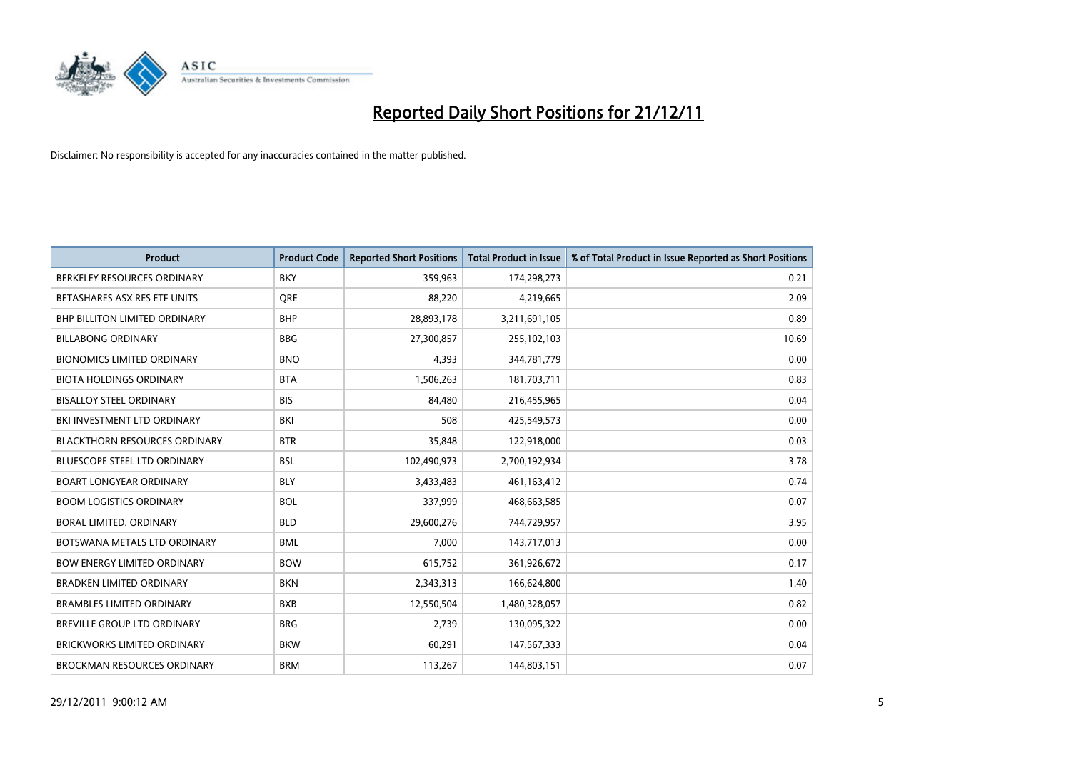# Reported Daily Short Positions for 21/12/11

Disclaimer: No responsibility is accepted for any inaccuracies contained in the matter published.

| Product | Product Code | Reported Short Positions | Total Product in Issue | % of Total Product in Issue Reported as Short Positions |
|---|---|---|---|---|
| BERKELEY RESOURCES ORDINARY | BKY | 359,963 | 174,298,273 | 0.21 |
| BETASHARES ASX RES ETF UNITS | QRE | 88,220 | 4,219,665 | 2.09 |
| BHP BILLITON LIMITED ORDINARY | BHP | 28,893,178 | 3,211,691,105 | 0.89 |
| BILLABONG ORDINARY | BBG | 27,300,857 | 255,102,103 | 10.69 |
| BIONOMICS LIMITED ORDINARY | BNO | 4,393 | 344,781,779 | 0.00 |
| BIOTA HOLDINGS ORDINARY | BTA | 1,506,263 | 181,703,711 | 0.83 |
| BISALLOY STEEL ORDINARY | BIS | 84,480 | 216,455,965 | 0.04 |
| BKI INVESTMENT LTD ORDINARY | BKI | 508 | 425,549,573 | 0.00 |
| BLACKTHORN RESOURCES ORDINARY | BTR | 35,848 | 122,918,000 | 0.03 |
| BLUESCOPE STEEL LTD ORDINARY | BSL | 102,490,973 | 2,700,192,934 | 3.78 |
| BOART LONGYEAR ORDINARY | BLY | 3,433,483 | 461,163,412 | 0.74 |
| BOOM LOGISTICS ORDINARY | BOL | 337,999 | 468,663,585 | 0.07 |
| BORAL LIMITED. ORDINARY | BLD | 29,600,276 | 744,729,957 | 3.95 |
| BOTSWANA METALS LTD ORDINARY | BML | 7,000 | 143,717,013 | 0.00 |
| BOW ENERGY LIMITED ORDINARY | BOW | 615,752 | 361,926,672 | 0.17 |
| BRADKEN LIMITED ORDINARY | BKN | 2,343,313 | 166,624,800 | 1.40 |
| BRAMBLES LIMITED ORDINARY | BXB | 12,550,504 | 1,480,328,057 | 0.82 |
| BREVILLE GROUP LTD ORDINARY | BRG | 2,739 | 130,095,322 | 0.00 |
| BRICKWORKS LIMITED ORDINARY | BKW | 60,291 | 147,567,333 | 0.04 |
| BROCKMAN RESOURCES ORDINARY | BRM | 113,267 | 144,803,151 | 0.07 |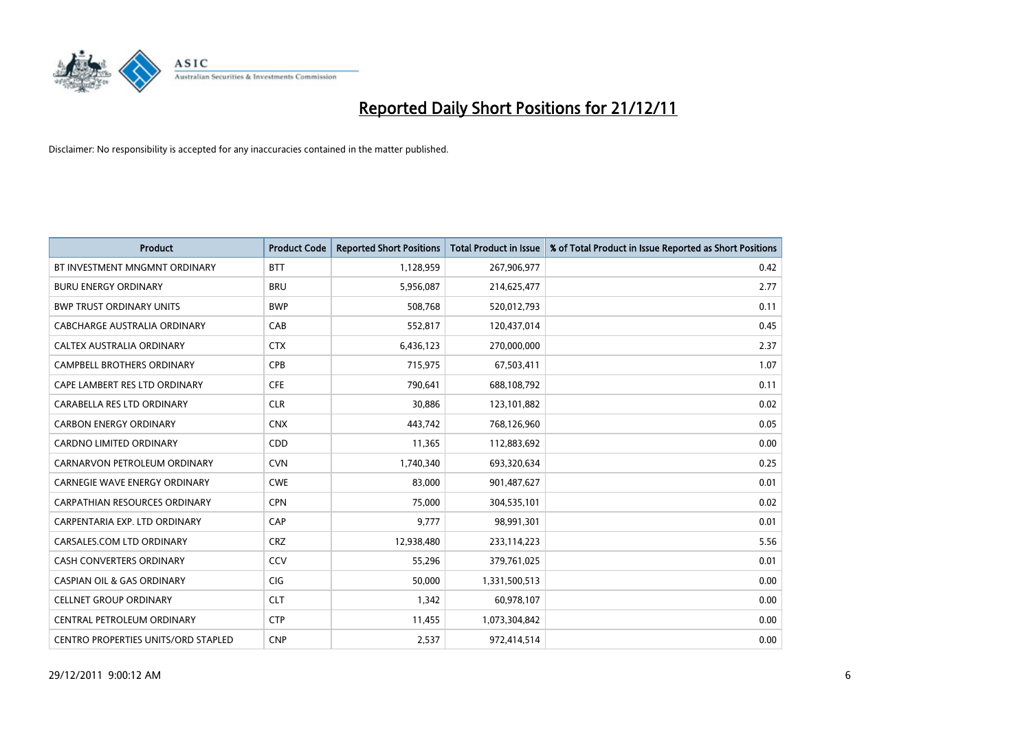# Reported Daily Short Positions for 21/12/11

Disclaimer: No responsibility is accepted for any inaccuracies contained in the matter published.

| Product | Product Code | Reported Short Positions | Total Product in Issue | % of Total Product in Issue Reported as Short Positions |
|---|---|---|---|---|
| BT INVESTMENT MNGMNT ORDINARY | BTT | 1,128,959 | 267,906,977 | 0.42 |
| BURU ENERGY ORDINARY | BRU | 5,956,087 | 214,625,477 | 2.77 |
| BWP TRUST ORDINARY UNITS | BWP | 508,768 | 520,012,793 | 0.11 |
| CABCHARGE AUSTRALIA ORDINARY | CAB | 552,817 | 120,437,014 | 0.45 |
| CALTEX AUSTRALIA ORDINARY | CTX | 6,436,123 | 270,000,000 | 2.37 |
| CAMPBELL BROTHERS ORDINARY | CPB | 715,975 | 67,503,411 | 1.07 |
| CAPE LAMBERT RES LTD ORDINARY | CFE | 790,641 | 688,108,792 | 0.11 |
| CARABELLA RES LTD ORDINARY | CLR | 30,886 | 123,101,882 | 0.02 |
| CARBON ENERGY ORDINARY | CNX | 443,742 | 768,126,960 | 0.05 |
| CARDNO LIMITED ORDINARY | CDD | 11,365 | 112,883,692 | 0.00 |
| CARNARVON PETROLEUM ORDINARY | CVN | 1,740,340 | 693,320,634 | 0.25 |
| CARNEGIE WAVE ENERGY ORDINARY | CWE | 83,000 | 901,487,627 | 0.01 |
| CARPATHIAN RESOURCES ORDINARY | CPN | 75,000 | 304,535,101 | 0.02 |
| CARPENTARIA EXP. LTD ORDINARY | CAP | 9,777 | 98,991,301 | 0.01 |
| CARSALES.COM LTD ORDINARY | CRZ | 12,938,480 | 233,114,223 | 5.56 |
| CASH CONVERTERS ORDINARY | CCV | 55,296 | 379,761,025 | 0.01 |
| CASPIAN OIL & GAS ORDINARY | CIG | 50,000 | 1,331,500,513 | 0.00 |
| CELLNET GROUP ORDINARY | CLT | 1,342 | 60,978,107 | 0.00 |
| CENTRAL PETROLEUM ORDINARY | CTP | 11,455 | 1,073,304,842 | 0.00 |
| CENTRO PROPERTIES UNITS/ORD STAPLED | CNP | 2,537 | 972,414,514 | 0.00 |

29/12/2011 9:00:12 AM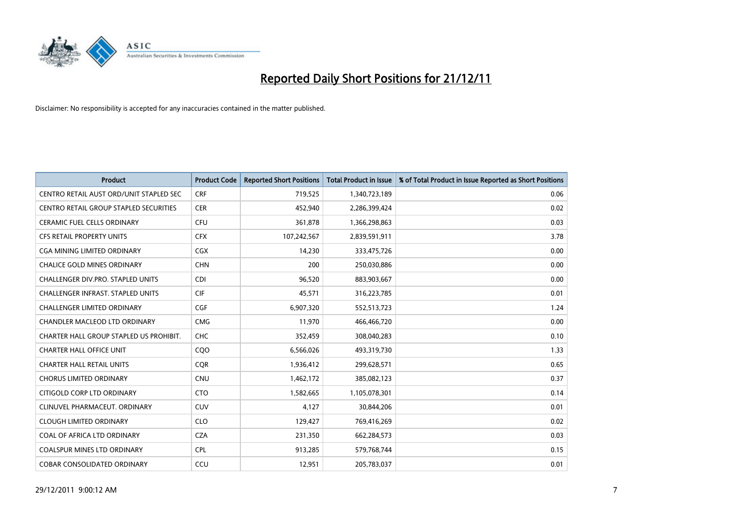# Reported Daily Short Positions for 21/12/11

Disclaimer: No responsibility is accepted for any inaccuracies contained in the matter published.

| Product | Product Code | Reported Short Positions | Total Product in Issue | % of Total Product in Issue Reported as Short Positions |
|---|---|---|---|---|
| CENTRO RETAIL AUST ORD/UNIT STAPLED SEC | CRF | 719,525 | 1,340,723,189 | 0.06 |
| CENTRO RETAIL GROUP STAPLED SECURITIES | CER | 452,940 | 2,286,399,424 | 0.02 |
| CERAMIC FUEL CELLS ORDINARY | CFU | 361,878 | 1,366,298,863 | 0.03 |
| CFS RETAIL PROPERTY UNITS | CFX | 107,242,567 | 2,839,591,911 | 3.78 |
| CGA MINING LIMITED ORDINARY | CGX | 14,230 | 333,475,726 | 0.00 |
| CHALICE GOLD MINES ORDINARY | CHN | 200 | 250,030,886 | 0.00 |
| CHALLENGER DIV.PRO. STAPLED UNITS | CDI | 96,520 | 883,903,667 | 0.00 |
| CHALLENGER INFRAST. STAPLED UNITS | CIF | 45,571 | 316,223,785 | 0.01 |
| CHALLENGER LIMITED ORDINARY | CGF | 6,907,320 | 552,513,723 | 1.24 |
| CHANDLER MACLEOD LTD ORDINARY | CMG | 11,970 | 466,466,720 | 0.00 |
| CHARTER HALL GROUP STAPLED US PROHIBIT. | CHC | 352,459 | 308,040,283 | 0.10 |
| CHARTER HALL OFFICE UNIT | CQO | 6,566,026 | 493,319,730 | 1.33 |
| CHARTER HALL RETAIL UNITS | CQR | 1,936,412 | 299,628,571 | 0.65 |
| CHORUS LIMITED ORDINARY | CNU | 1,462,172 | 385,082,123 | 0.37 |
| CITIGOLD CORP LTD ORDINARY | CTO | 1,582,665 | 1,105,078,301 | 0.14 |
| CLINUVEL PHARMACEUT. ORDINARY | CUV | 4,127 | 30,844,206 | 0.01 |
| CLOUGH LIMITED ORDINARY | CLO | 129,427 | 769,416,269 | 0.02 |
| COAL OF AFRICA LTD ORDINARY | CZA | 231,350 | 662,284,573 | 0.03 |
| COALSPUR MINES LTD ORDINARY | CPL | 913,285 | 579,768,744 | 0.15 |
| COBAR CONSOLIDATED ORDINARY | CCU | 12,951 | 205,783,037 | 0.01 |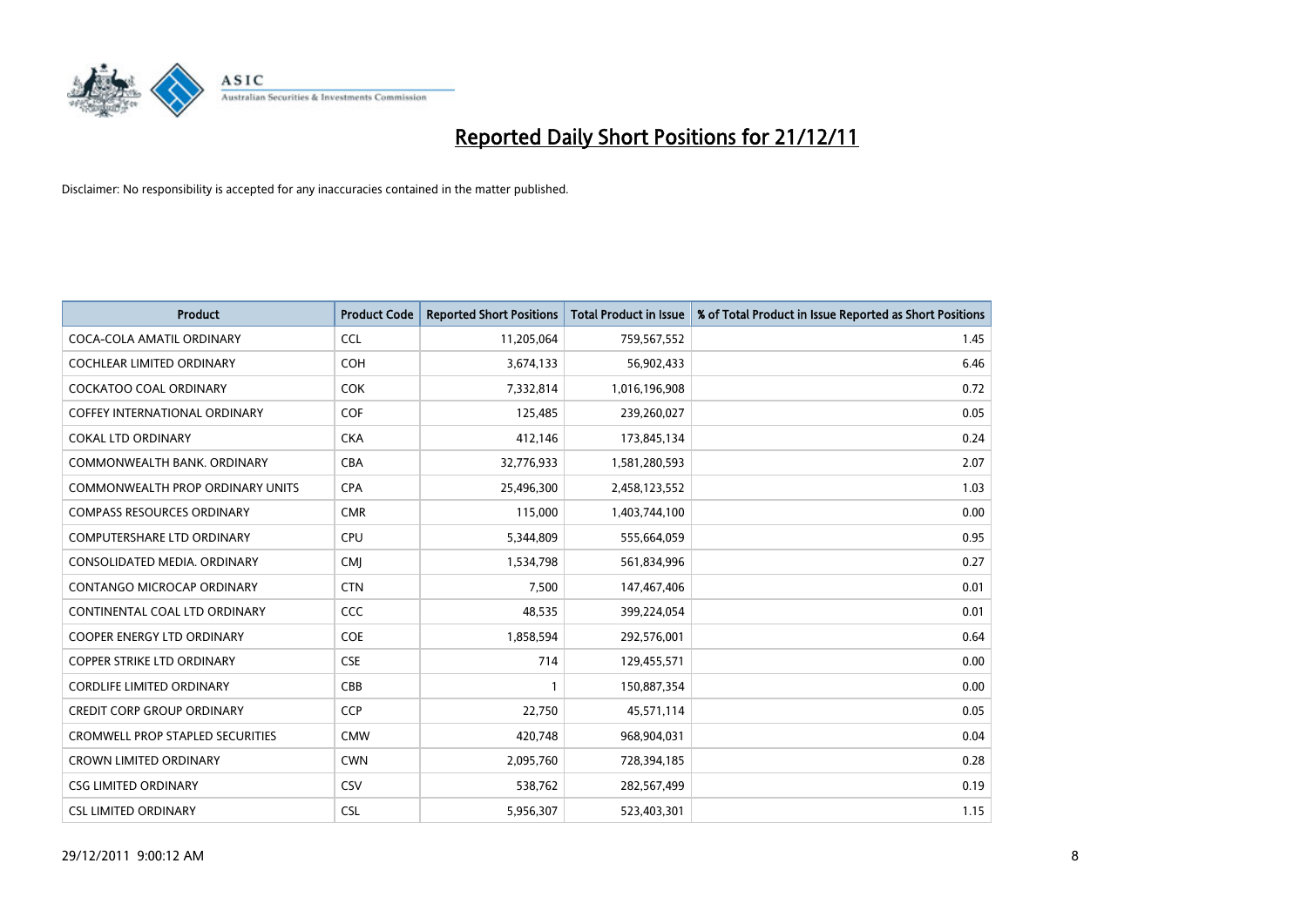# Reported Daily Short Positions for 21/12/11

Disclaimer: No responsibility is accepted for any inaccuracies contained in the matter published.

| Product | Product Code | Reported Short Positions | Total Product in Issue | % of Total Product in Issue Reported as Short Positions |
|---|---|---|---|---|
| COCA-COLA AMATIL ORDINARY | CCL | 11,205,064 | 759,567,552 | 1.45 |
| COCHLEAR LIMITED ORDINARY | COH | 3,674,133 | 56,902,433 | 6.46 |
| COCKATOO COAL ORDINARY | COK | 7,332,814 | 1,016,196,908 | 0.72 |
| COFFEY INTERNATIONAL ORDINARY | COF | 125,485 | 239,260,027 | 0.05 |
| COKAL LTD ORDINARY | CKA | 412,146 | 173,845,134 | 0.24 |
| COMMONWEALTH BANK. ORDINARY | CBA | 32,776,933 | 1,581,280,593 | 2.07 |
| COMMONWEALTH PROP ORDINARY UNITS | CPA | 25,496,300 | 2,458,123,552 | 1.03 |
| COMPASS RESOURCES ORDINARY | CMR | 115,000 | 1,403,744,100 | 0.00 |
| COMPUTERSHARE LTD ORDINARY | CPU | 5,344,809 | 555,664,059 | 0.95 |
| CONSOLIDATED MEDIA. ORDINARY | CMJ | 1,534,798 | 561,834,996 | 0.27 |
| CONTANGO MICROCAP ORDINARY | CTN | 7,500 | 147,467,406 | 0.01 |
| CONTINENTAL COAL LTD ORDINARY | CCC | 48,535 | 399,224,054 | 0.01 |
| COOPER ENERGY LTD ORDINARY | COE | 1,858,594 | 292,576,001 | 0.64 |
| COPPER STRIKE LTD ORDINARY | CSE | 714 | 129,455,571 | 0.00 |
| CORDLIFE LIMITED ORDINARY | CBB | 1 | 150,887,354 | 0.00 |
| CREDIT CORP GROUP ORDINARY | CCP | 22,750 | 45,571,114 | 0.05 |
| CROMWELL PROP STAPLED SECURITIES | CMW | 420,748 | 968,904,031 | 0.04 |
| CROWN LIMITED ORDINARY | CWN | 2,095,760 | 728,394,185 | 0.28 |
| CSG LIMITED ORDINARY | CSV | 538,762 | 282,567,499 | 0.19 |
| CSL LIMITED ORDINARY | CSL | 5,956,307 | 523,403,301 | 1.15 |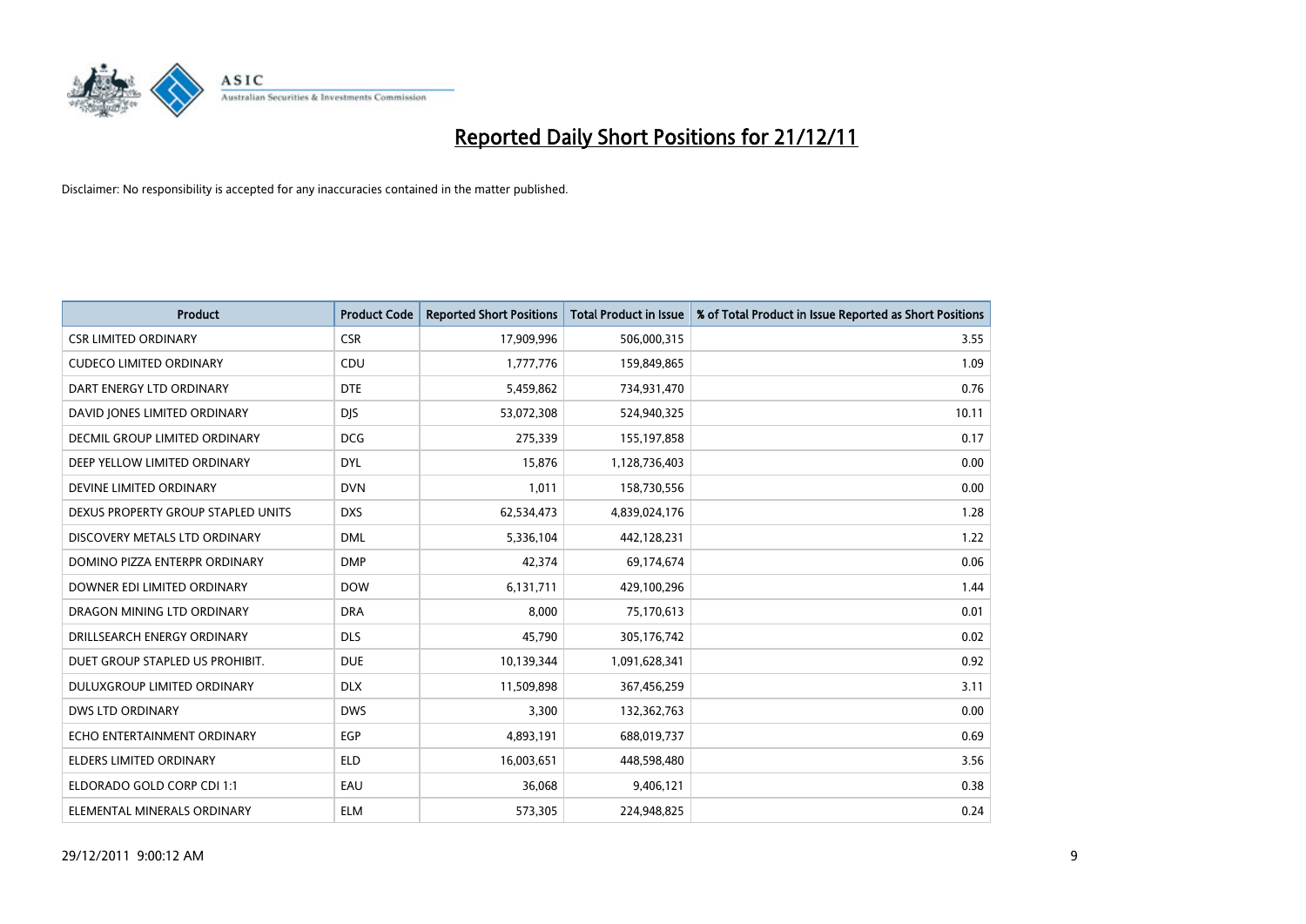# Reported Daily Short Positions for 21/12/11

Disclaimer: No responsibility is accepted for any inaccuracies contained in the matter published.

| Product | Product Code | Reported Short Positions | Total Product in Issue | % of Total Product in Issue Reported as Short Positions |
|---|---|---|---|---|
| CSR LIMITED ORDINARY | CSR | 17,909,996 | 506,000,315 | 3.55 |
| CUDECO LIMITED ORDINARY | CDU | 1,777,776 | 159,849,865 | 1.09 |
| DART ENERGY LTD ORDINARY | DTE | 5,459,862 | 734,931,470 | 0.76 |
| DAVID JONES LIMITED ORDINARY | DJS | 53,072,308 | 524,940,325 | 10.11 |
| DECMIL GROUP LIMITED ORDINARY | DCG | 275,339 | 155,197,858 | 0.17 |
| DEEP YELLOW LIMITED ORDINARY | DYL | 15,876 | 1,128,736,403 | 0.00 |
| DEVINE LIMITED ORDINARY | DVN | 1,011 | 158,730,556 | 0.00 |
| DEXUS PROPERTY GROUP STAPLED UNITS | DXS | 62,534,473 | 4,839,024,176 | 1.28 |
| DISCOVERY METALS LTD ORDINARY | DML | 5,336,104 | 442,128,231 | 1.22 |
| DOMINO PIZZA ENTERPR ORDINARY | DMP | 42,374 | 69,174,674 | 0.06 |
| DOWNER EDI LIMITED ORDINARY | DOW | 6,131,711 | 429,100,296 | 1.44 |
| DRAGON MINING LTD ORDINARY | DRA | 8,000 | 75,170,613 | 0.01 |
| DRILLSEARCH ENERGY ORDINARY | DLS | 45,790 | 305,176,742 | 0.02 |
| DUET GROUP STAPLED US PROHIBIT. | DUE | 10,139,344 | 1,091,628,341 | 0.92 |
| DULUXGROUP LIMITED ORDINARY | DLX | 11,509,898 | 367,456,259 | 3.11 |
| DWS LTD ORDINARY | DWS | 3,300 | 132,362,763 | 0.00 |
| ECHO ENTERTAINMENT ORDINARY | EGP | 4,893,191 | 688,019,737 | 0.69 |
| ELDERS LIMITED ORDINARY | ELD | 16,003,651 | 448,598,480 | 3.56 |
| ELDORADO GOLD CORP CDI 1:1 | EAU | 36,068 | 9,406,121 | 0.38 |
| ELEMENTAL MINERALS ORDINARY | ELM | 573,305 | 224,948,825 | 0.24 |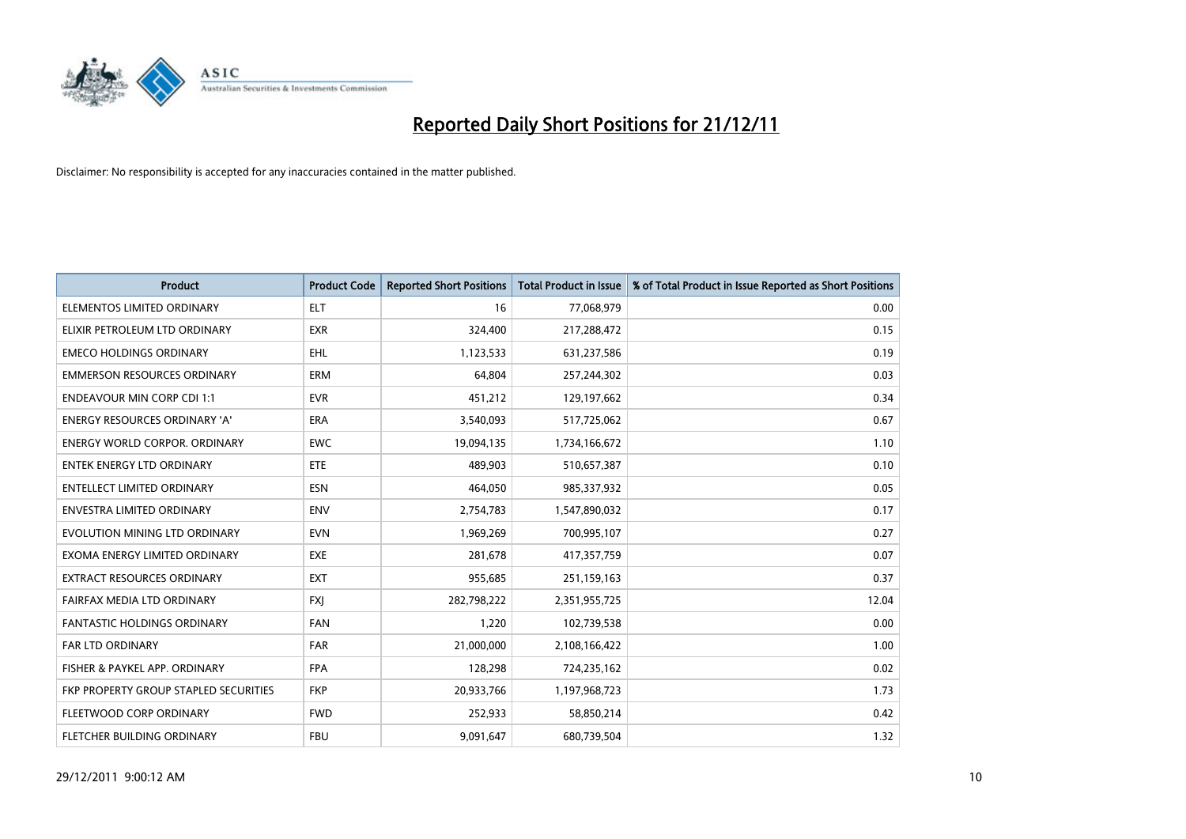# Reported Daily Short Positions for 21/12/11

Disclaimer: No responsibility is accepted for any inaccuracies contained in the matter published.

| Product | Product Code | Reported Short Positions | Total Product in Issue | % of Total Product in Issue Reported as Short Positions |
|---|---|---|---|---|
| ELEMENTOS LIMITED ORDINARY | ELT | 16 | 77,068,979 | 0.00 |
| ELIXIR PETROLEUM LTD ORDINARY | EXR | 324,400 | 217,288,472 | 0.15 |
| EMECO HOLDINGS ORDINARY | EHL | 1,123,533 | 631,237,586 | 0.19 |
| EMMERSON RESOURCES ORDINARY | ERM | 64,804 | 257,244,302 | 0.03 |
| ENDEAVOUR MIN CORP CDI 1:1 | EVR | 451,212 | 129,197,662 | 0.34 |
| ENERGY RESOURCES ORDINARY 'A' | ERA | 3,540,093 | 517,725,062 | 0.67 |
| ENERGY WORLD CORPOR. ORDINARY | EWC | 19,094,135 | 1,734,166,672 | 1.10 |
| ENTEK ENERGY LTD ORDINARY | ETE | 489,903 | 510,657,387 | 0.10 |
| ENTELLECT LIMITED ORDINARY | ESN | 464,050 | 985,337,932 | 0.05 |
| ENVESTRA LIMITED ORDINARY | ENV | 2,754,783 | 1,547,890,032 | 0.17 |
| EVOLUTION MINING LTD ORDINARY | EVN | 1,969,269 | 700,995,107 | 0.27 |
| EXOMA ENERGY LIMITED ORDINARY | EXE | 281,678 | 417,357,759 | 0.07 |
| EXTRACT RESOURCES ORDINARY | EXT | 955,685 | 251,159,163 | 0.37 |
| FAIRFAX MEDIA LTD ORDINARY | FXJ | 282,798,222 | 2,351,955,725 | 12.04 |
| FANTASTIC HOLDINGS ORDINARY | FAN | 1,220 | 102,739,538 | 0.00 |
| FAR LTD ORDINARY | FAR | 21,000,000 | 2,108,166,422 | 1.00 |
| FISHER & PAYKEL APP. ORDINARY | FPA | 128,298 | 724,235,162 | 0.02 |
| FKP PROPERTY GROUP STAPLED SECURITIES | FKP | 20,933,766 | 1,197,968,723 | 1.73 |
| FLEETWOOD CORP ORDINARY | FWD | 252,933 | 58,850,214 | 0.42 |
| FLETCHER BUILDING ORDINARY | FBU | 9,091,647 | 680,739,504 | 1.32 |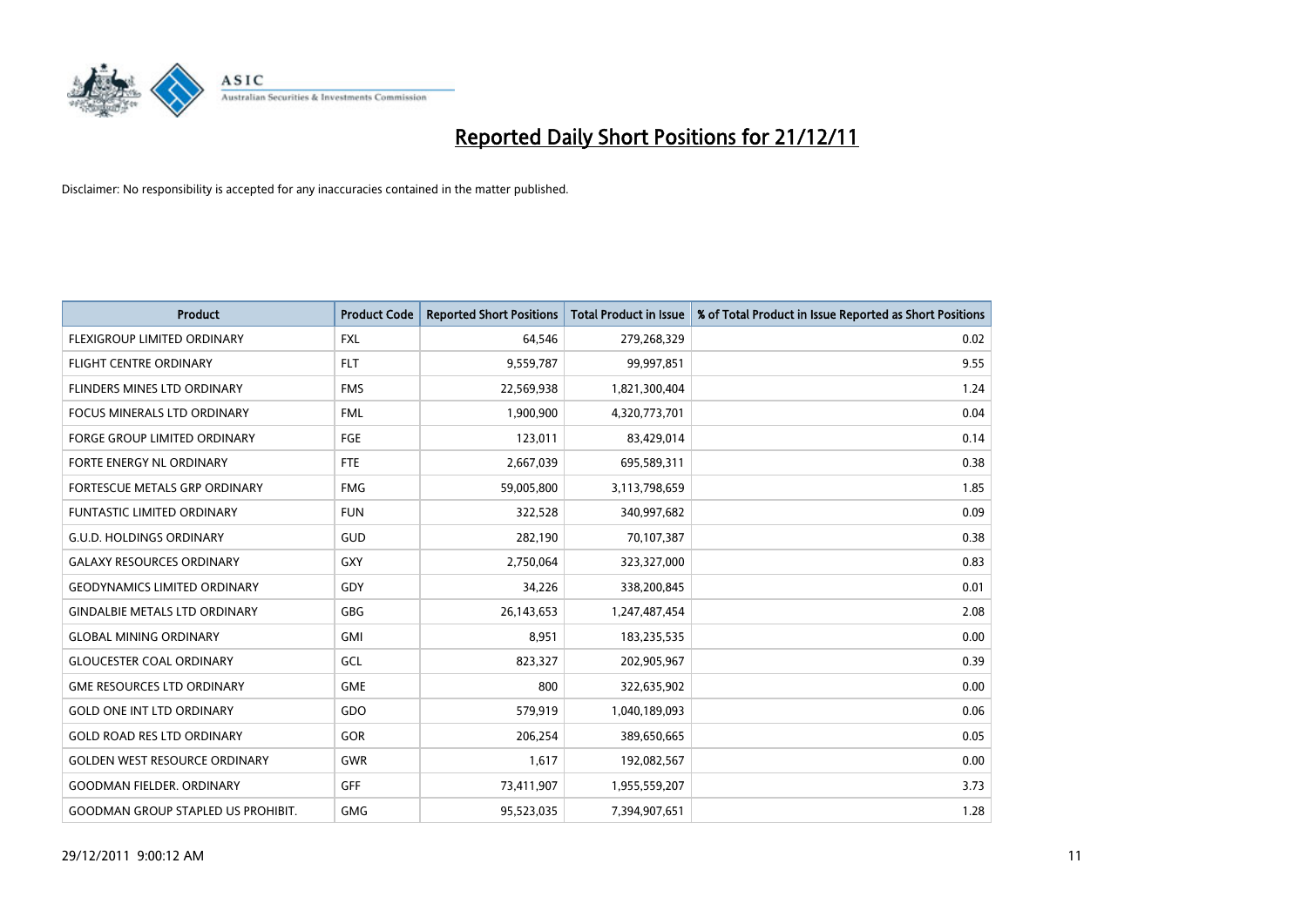# Reported Daily Short Positions for 21/12/11

Disclaimer: No responsibility is accepted for any inaccuracies contained in the matter published.

| Product | Product Code | Reported Short Positions | Total Product in Issue | % of Total Product in Issue Reported as Short Positions |
|---|---|---|---|---|
| FLEXIGROUP LIMITED ORDINARY | FXL | 64,546 | 279,268,329 | 0.02 |
| FLIGHT CENTRE ORDINARY | FLT | 9,559,787 | 99,997,851 | 9.55 |
| FLINDERS MINES LTD ORDINARY | FMS | 22,569,938 | 1,821,300,404 | 1.24 |
| FOCUS MINERALS LTD ORDINARY | FML | 1,900,900 | 4,320,773,701 | 0.04 |
| FORGE GROUP LIMITED ORDINARY | FGE | 123,011 | 83,429,014 | 0.14 |
| FORTE ENERGY NL ORDINARY | FTE | 2,667,039 | 695,589,311 | 0.38 |
| FORTESCUE METALS GRP ORDINARY | FMG | 59,005,800 | 3,113,798,659 | 1.85 |
| FUNTASTIC LIMITED ORDINARY | FUN | 322,528 | 340,997,682 | 0.09 |
| G.U.D. HOLDINGS ORDINARY | GUD | 282,190 | 70,107,387 | 0.38 |
| GALAXY RESOURCES ORDINARY | GXY | 2,750,064 | 323,327,000 | 0.83 |
| GEODYNAMICS LIMITED ORDINARY | GDY | 34,226 | 338,200,845 | 0.01 |
| GINDALBIE METALS LTD ORDINARY | GBG | 26,143,653 | 1,247,487,454 | 2.08 |
| GLOBAL MINING ORDINARY | GMI | 8,951 | 183,235,535 | 0.00 |
| GLOUCESTER COAL ORDINARY | GCL | 823,327 | 202,905,967 | 0.39 |
| GME RESOURCES LTD ORDINARY | GME | 800 | 322,635,902 | 0.00 |
| GOLD ONE INT LTD ORDINARY | GDO | 579,919 | 1,040,189,093 | 0.06 |
| GOLD ROAD RES LTD ORDINARY | GOR | 206,254 | 389,650,665 | 0.05 |
| GOLDEN WEST RESOURCE ORDINARY | GWR | 1,617 | 192,082,567 | 0.00 |
| GOODMAN FIELDER. ORDINARY | GFF | 73,411,907 | 1,955,559,207 | 3.73 |
| GOODMAN GROUP STAPLED US PROHIBIT. | GMG | 95,523,035 | 7,394,907,651 | 1.28 |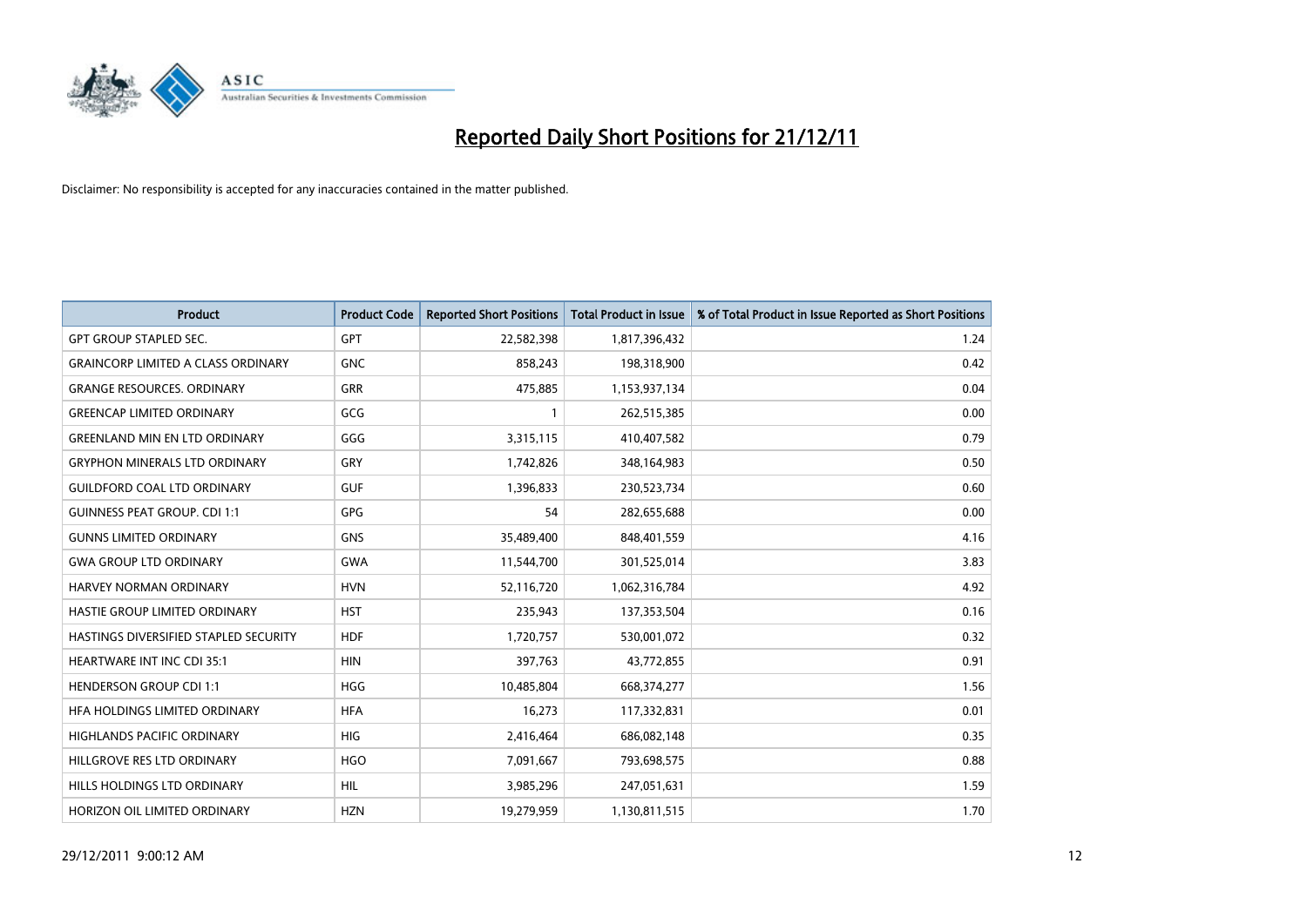# Reported Daily Short Positions for 21/12/11

Disclaimer: No responsibility is accepted for any inaccuracies contained in the matter published.

| Product | Product Code | Reported Short Positions | Total Product in Issue | % of Total Product in Issue Reported as Short Positions |
|---|---|---|---|---|
| GPT GROUP STAPLED SEC. | GPT | 22,582,398 | 1,817,396,432 | 1.24 |
| GRAINCORP LIMITED A CLASS ORDINARY | GNC | 858,243 | 198,318,900 | 0.42 |
| GRANGE RESOURCES. ORDINARY | GRR | 475,885 | 1,153,937,134 | 0.04 |
| GREENCAP LIMITED ORDINARY | GCG | 1 | 262,515,385 | 0.00 |
| GREENLAND MIN EN LTD ORDINARY | GGG | 3,315,115 | 410,407,582 | 0.79 |
| GRYPHON MINERALS LTD ORDINARY | GRY | 1,742,826 | 348,164,983 | 0.50 |
| GUILDFORD COAL LTD ORDINARY | GUF | 1,396,833 | 230,523,734 | 0.60 |
| GUINNESS PEAT GROUP. CDI 1:1 | GPG | 54 | 282,655,688 | 0.00 |
| GUNNS LIMITED ORDINARY | GNS | 35,489,400 | 848,401,559 | 4.16 |
| GWA GROUP LTD ORDINARY | GWA | 11,544,700 | 301,525,014 | 3.83 |
| HARVEY NORMAN ORDINARY | HVN | 52,116,720 | 1,062,316,784 | 4.92 |
| HASTIE GROUP LIMITED ORDINARY | HST | 235,943 | 137,353,504 | 0.16 |
| HASTINGS DIVERSIFIED STAPLED SECURITY | HDF | 1,720,757 | 530,001,072 | 0.32 |
| HEARTWARE INT INC CDI 35:1 | HIN | 397,763 | 43,772,855 | 0.91 |
| HENDERSON GROUP CDI 1:1 | HGG | 10,485,804 | 668,374,277 | 1.56 |
| HFA HOLDINGS LIMITED ORDINARY | HFA | 16,273 | 117,332,831 | 0.01 |
| HIGHLANDS PACIFIC ORDINARY | HIG | 2,416,464 | 686,082,148 | 0.35 |
| HILLGROVE RES LTD ORDINARY | HGO | 7,091,667 | 793,698,575 | 0.88 |
| HILLS HOLDINGS LTD ORDINARY | HIL | 3,985,296 | 247,051,631 | 1.59 |
| HORIZON OIL LIMITED ORDINARY | HZN | 19,279,959 | 1,130,811,515 | 1.70 |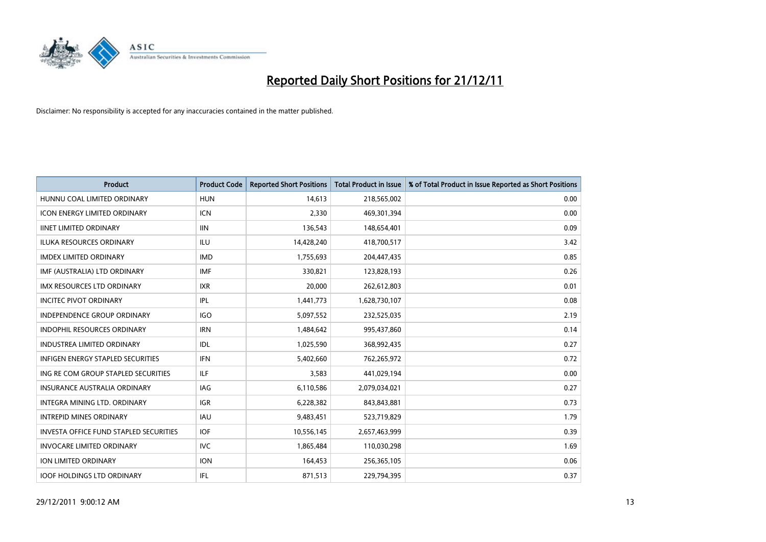# Reported Daily Short Positions for 21/12/11

Disclaimer: No responsibility is accepted for any inaccuracies contained in the matter published.

| Product | Product Code | Reported Short Positions | Total Product in Issue | % of Total Product in Issue Reported as Short Positions |
|---|---|---|---|---|
| HUNNU COAL LIMITED ORDINARY | HUN | 14,613 | 218,565,002 | 0.00 |
| ICON ENERGY LIMITED ORDINARY | ICN | 2,330 | 469,301,394 | 0.00 |
| IINET LIMITED ORDINARY | IIN | 136,543 | 148,654,401 | 0.09 |
| ILUKA RESOURCES ORDINARY | ILU | 14,428,240 | 418,700,517 | 3.42 |
| IMDEX LIMITED ORDINARY | IMD | 1,755,693 | 204,447,435 | 0.85 |
| IMF (AUSTRALIA) LTD ORDINARY | IMF | 330,821 | 123,828,193 | 0.26 |
| IMX RESOURCES LTD ORDINARY | IXR | 20,000 | 262,612,803 | 0.01 |
| INCITEC PIVOT ORDINARY | IPL | 1,441,773 | 1,628,730,107 | 0.08 |
| INDEPENDENCE GROUP ORDINARY | IGO | 5,097,552 | 232,525,035 | 2.19 |
| INDOPHIL RESOURCES ORDINARY | IRN | 1,484,642 | 995,437,860 | 0.14 |
| INDUSTREA LIMITED ORDINARY | IDL | 1,025,590 | 368,992,435 | 0.27 |
| INFIGEN ENERGY STAPLED SECURITIES | IFN | 5,402,660 | 762,265,972 | 0.72 |
| ING RE COM GROUP STAPLED SECURITIES | ILF | 3,583 | 441,029,194 | 0.00 |
| INSURANCE AUSTRALIA ORDINARY | IAG | 6,110,586 | 2,079,034,021 | 0.27 |
| INTEGRA MINING LTD. ORDINARY | IGR | 6,228,382 | 843,843,881 | 0.73 |
| INTREPID MINES ORDINARY | IAU | 9,483,451 | 523,719,829 | 1.79 |
| INVESTA OFFICE FUND STAPLED SECURITIES | IOF | 10,556,145 | 2,657,463,999 | 0.39 |
| INVOCARE LIMITED ORDINARY | IVC | 1,865,484 | 110,030,298 | 1.69 |
| ION LIMITED ORDINARY | ION | 164,453 | 256,365,105 | 0.06 |
| IOOF HOLDINGS LTD ORDINARY | IFL | 871,513 | 229,794,395 | 0.37 |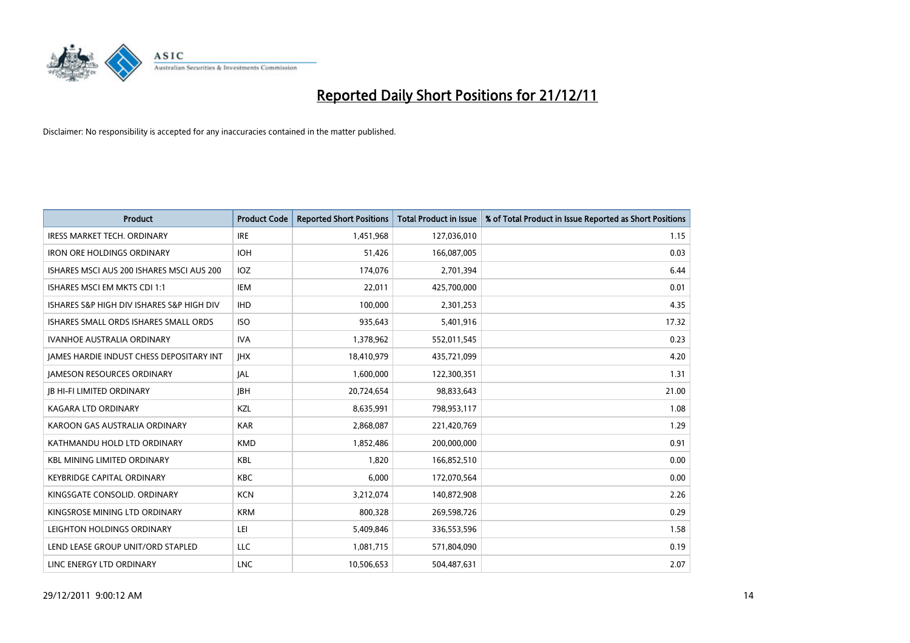# Reported Daily Short Positions for 21/12/11

Disclaimer: No responsibility is accepted for any inaccuracies contained in the matter published.

| Product | Product Code | Reported Short Positions | Total Product in Issue | % of Total Product in Issue Reported as Short Positions |
|---|---|---|---|---|
| IRESS MARKET TECH. ORDINARY | IRE | 1,451,968 | 127,036,010 | 1.15 |
| IRON ORE HOLDINGS ORDINARY | IOH | 51,426 | 166,087,005 | 0.03 |
| ISHARES MSCI AUS 200 ISHARES MSCI AUS 200 | IOZ | 174,076 | 2,701,394 | 6.44 |
| ISHARES MSCI EM MKTS CDI 1:1 | IEM | 22,011 | 425,700,000 | 0.01 |
| ISHARES S&P HIGH DIV ISHARES S&P HIGH DIV | IHD | 100,000 | 2,301,253 | 4.35 |
| ISHARES SMALL ORDS ISHARES SMALL ORDS | ISO | 935,643 | 5,401,916 | 17.32 |
| IVANHOE AUSTRALIA ORDINARY | IVA | 1,378,962 | 552,011,545 | 0.23 |
| JAMES HARDIE INDUST CHESS DEPOSITARY INT | JHX | 18,410,979 | 435,721,099 | 4.20 |
| JAMESON RESOURCES ORDINARY | JAL | 1,600,000 | 122,300,351 | 1.31 |
| JB HI-FI LIMITED ORDINARY | JBH | 20,724,654 | 98,833,643 | 21.00 |
| KAGARA LTD ORDINARY | KZL | 8,635,991 | 798,953,117 | 1.08 |
| KAROON GAS AUSTRALIA ORDINARY | KAR | 2,868,087 | 221,420,769 | 1.29 |
| KATHMANDU HOLD LTD ORDINARY | KMD | 1,852,486 | 200,000,000 | 0.91 |
| KBL MINING LIMITED ORDINARY | KBL | 1,820 | 166,852,510 | 0.00 |
| KEYBRIDGE CAPITAL ORDINARY | KBC | 6,000 | 172,070,564 | 0.00 |
| KINGSGATE CONSOLID. ORDINARY | KCN | 3,212,074 | 140,872,908 | 2.26 |
| KINGSROSE MINING LTD ORDINARY | KRM | 800,328 | 269,598,726 | 0.29 |
| LEIGHTON HOLDINGS ORDINARY | LEI | 5,409,846 | 336,553,596 | 1.58 |
| LEND LEASE GROUP UNIT/ORD STAPLED | LLC | 1,081,715 | 571,804,090 | 0.19 |
| LINC ENERGY LTD ORDINARY | LNC | 10,506,653 | 504,487,631 | 2.07 |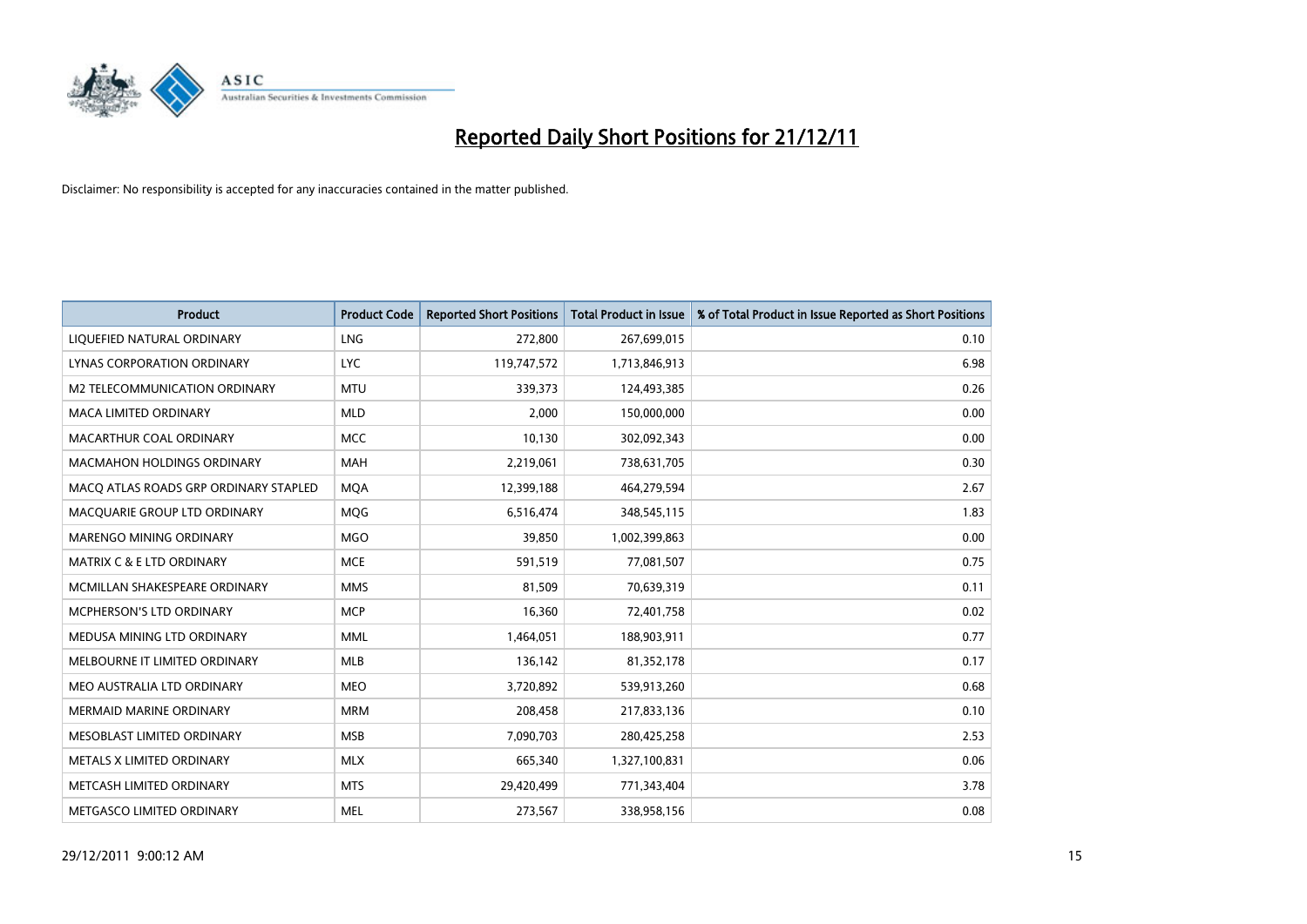# Reported Daily Short Positions for 21/12/11

Disclaimer: No responsibility is accepted for any inaccuracies contained in the matter published.

| Product | Product Code | Reported Short Positions | Total Product in Issue | % of Total Product in Issue Reported as Short Positions |
| --- | --- | --- | --- | --- |
| LIQUEFIED NATURAL ORDINARY | LNG | 272,800 | 267,699,015 | 0.10 |
| LYNAS CORPORATION ORDINARY | LYC | 119,747,572 | 1,713,846,913 | 6.98 |
| M2 TELECOMMUNICATION ORDINARY | MTU | 339,373 | 124,493,385 | 0.26 |
| MACA LIMITED ORDINARY | MLD | 2,000 | 150,000,000 | 0.00 |
| MACARTHUR COAL ORDINARY | MCC | 10,130 | 302,092,343 | 0.00 |
| MACMAHON HOLDINGS ORDINARY | MAH | 2,219,061 | 738,631,705 | 0.30 |
| MACQ ATLAS ROADS GRP ORDINARY STAPLED | MQA | 12,399,188 | 464,279,594 | 2.67 |
| MACQUARIE GROUP LTD ORDINARY | MQG | 6,516,474 | 348,545,115 | 1.83 |
| MARENGO MINING ORDINARY | MGO | 39,850 | 1,002,399,863 | 0.00 |
| MATRIX C & E LTD ORDINARY | MCE | 591,519 | 77,081,507 | 0.75 |
| MCMILLAN SHAKESPEARE ORDINARY | MMS | 81,509 | 70,639,319 | 0.11 |
| MCPHERSON'S LTD ORDINARY | MCP | 16,360 | 72,401,758 | 0.02 |
| MEDUSA MINING LTD ORDINARY | MML | 1,464,051 | 188,903,911 | 0.77 |
| MELBOURNE IT LIMITED ORDINARY | MLB | 136,142 | 81,352,178 | 0.17 |
| MEO AUSTRALIA LTD ORDINARY | MEO | 3,720,892 | 539,913,260 | 0.68 |
| MERMAID MARINE ORDINARY | MRM | 208,458 | 217,833,136 | 0.10 |
| MESOBLAST LIMITED ORDINARY | MSB | 7,090,703 | 280,425,258 | 2.53 |
| METALS X LIMITED ORDINARY | MLX | 665,340 | 1,327,100,831 | 0.06 |
| METCASH LIMITED ORDINARY | MTS | 29,420,499 | 771,343,404 | 3.78 |
| METGASCO LIMITED ORDINARY | MEL | 273,567 | 338,958,156 | 0.08 |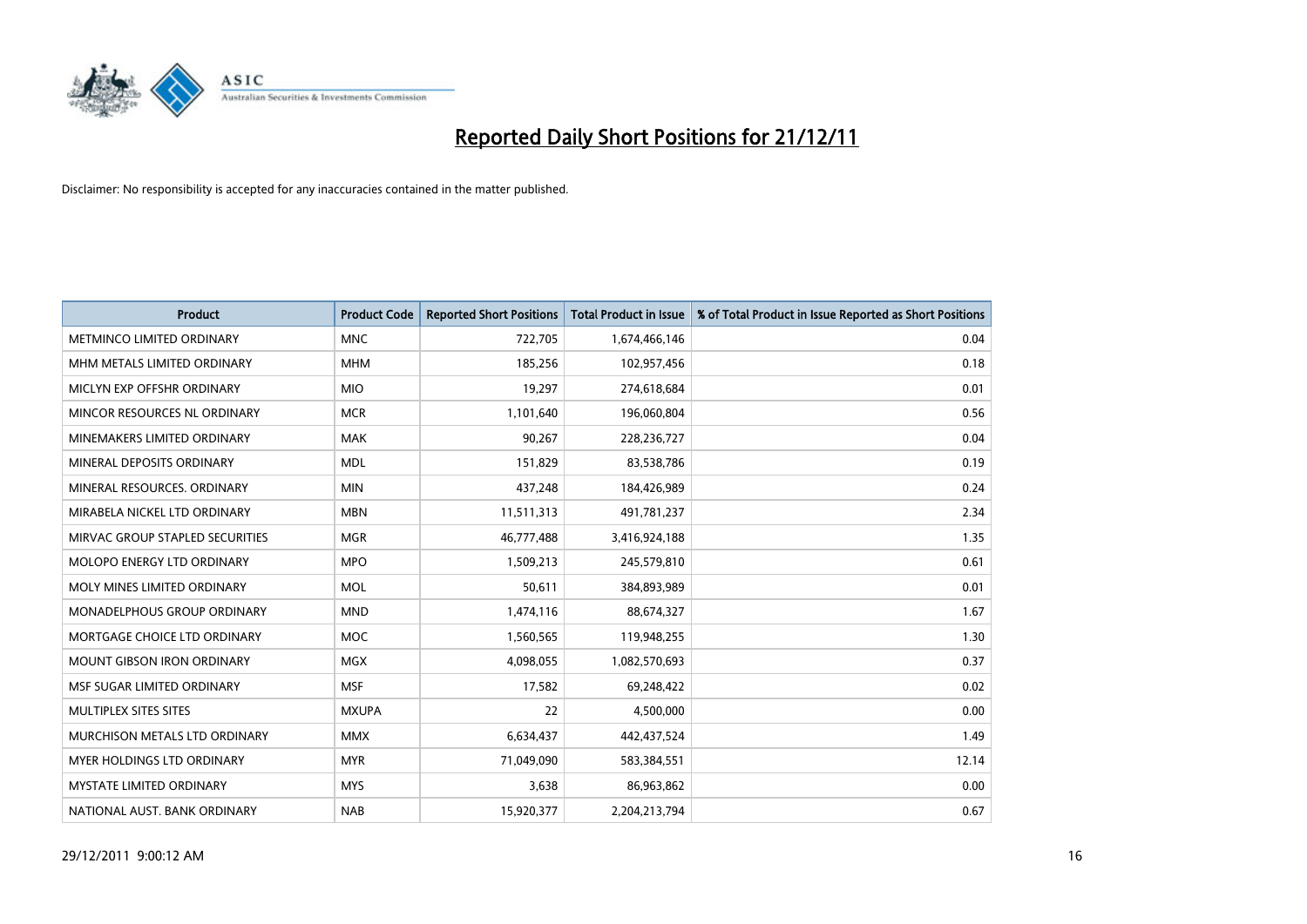# Reported Daily Short Positions for 21/12/11

Disclaimer: No responsibility is accepted for any inaccuracies contained in the matter published.

| Product | Product Code | Reported Short Positions | Total Product in Issue | % of Total Product in Issue Reported as Short Positions |
|---|---|---|---|---|
| METMINCO LIMITED ORDINARY | MNC | 722,705 | 1,674,466,146 | 0.04 |
| MHM METALS LIMITED ORDINARY | MHM | 185,256 | 102,957,456 | 0.18 |
| MICLYN EXP OFFSHR ORDINARY | MIO | 19,297 | 274,618,684 | 0.01 |
| MINCOR RESOURCES NL ORDINARY | MCR | 1,101,640 | 196,060,804 | 0.56 |
| MINEMAKERS LIMITED ORDINARY | MAK | 90,267 | 228,236,727 | 0.04 |
| MINERAL DEPOSITS ORDINARY | MDL | 151,829 | 83,538,786 | 0.19 |
| MINERAL RESOURCES. ORDINARY | MIN | 437,248 | 184,426,989 | 0.24 |
| MIRABELA NICKEL LTD ORDINARY | MBN | 11,511,313 | 491,781,237 | 2.34 |
| MIRVAC GROUP STAPLED SECURITIES | MGR | 46,777,488 | 3,416,924,188 | 1.35 |
| MOLOPO ENERGY LTD ORDINARY | MPO | 1,509,213 | 245,579,810 | 0.61 |
| MOLY MINES LIMITED ORDINARY | MOL | 50,611 | 384,893,989 | 0.01 |
| MONADELPHOUS GROUP ORDINARY | MND | 1,474,116 | 88,674,327 | 1.67 |
| MORTGAGE CHOICE LTD ORDINARY | MOC | 1,560,565 | 119,948,255 | 1.30 |
| MOUNT GIBSON IRON ORDINARY | MGX | 4,098,055 | 1,082,570,693 | 0.37 |
| MSF SUGAR LIMITED ORDINARY | MSF | 17,582 | 69,248,422 | 0.02 |
| MULTIPLEX SITES SITES | MXUPA | 22 | 4,500,000 | 0.00 |
| MURCHISON METALS LTD ORDINARY | MMX | 6,634,437 | 442,437,524 | 1.49 |
| MYER HOLDINGS LTD ORDINARY | MYR | 71,049,090 | 583,384,551 | 12.14 |
| MYSTATE LIMITED ORDINARY | MYS | 3,638 | 86,963,862 | 0.00 |
| NATIONAL AUST. BANK ORDINARY | NAB | 15,920,377 | 2,204,213,794 | 0.67 |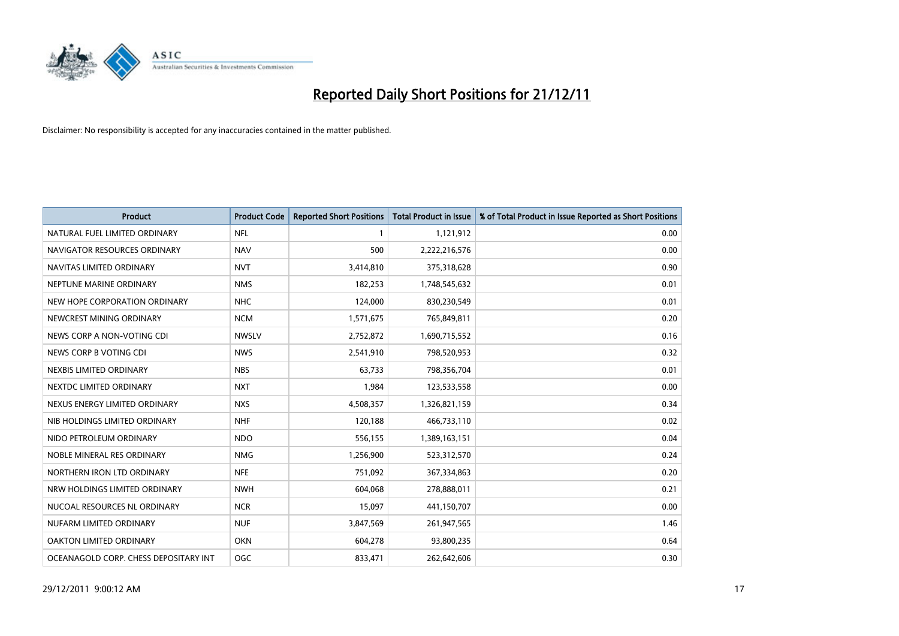# Reported Daily Short Positions for 21/12/11

Disclaimer: No responsibility is accepted for any inaccuracies contained in the matter published.

| Product | Product Code | Reported Short Positions | Total Product in Issue | % of Total Product in Issue Reported as Short Positions |
|---|---|---|---|---|
| NATURAL FUEL LIMITED ORDINARY | NFL | 1 | 1,121,912 | 0.00 |
| NAVIGATOR RESOURCES ORDINARY | NAV | 500 | 2,222,216,576 | 0.00 |
| NAVITAS LIMITED ORDINARY | NVT | 3,414,810 | 375,318,628 | 0.90 |
| NEPTUNE MARINE ORDINARY | NMS | 182,253 | 1,748,545,632 | 0.01 |
| NEW HOPE CORPORATION ORDINARY | NHC | 124,000 | 830,230,549 | 0.01 |
| NEWCREST MINING ORDINARY | NCM | 1,571,675 | 765,849,811 | 0.20 |
| NEWS CORP A NON-VOTING CDI | NWSLV | 2,752,872 | 1,690,715,552 | 0.16 |
| NEWS CORP B VOTING CDI | NWS | 2,541,910 | 798,520,953 | 0.32 |
| NEXBIS LIMITED ORDINARY | NBS | 63,733 | 798,356,704 | 0.01 |
| NEXTDC LIMITED ORDINARY | NXT | 1,984 | 123,533,558 | 0.00 |
| NEXUS ENERGY LIMITED ORDINARY | NXS | 4,508,357 | 1,326,821,159 | 0.34 |
| NIB HOLDINGS LIMITED ORDINARY | NHF | 120,188 | 466,733,110 | 0.02 |
| NIDO PETROLEUM ORDINARY | NDO | 556,155 | 1,389,163,151 | 0.04 |
| NOBLE MINERAL RES ORDINARY | NMG | 1,256,900 | 523,312,570 | 0.24 |
| NORTHERN IRON LTD ORDINARY | NFE | 751,092 | 367,334,863 | 0.20 |
| NRW HOLDINGS LIMITED ORDINARY | NWH | 604,068 | 278,888,011 | 0.21 |
| NUCOAL RESOURCES NL ORDINARY | NCR | 15,097 | 441,150,707 | 0.00 |
| NUFARM LIMITED ORDINARY | NUF | 3,847,569 | 261,947,565 | 1.46 |
| OAKTON LIMITED ORDINARY | OKN | 604,278 | 93,800,235 | 0.64 |
| OCEANAGOLD CORP. CHESS DEPOSITARY INT | OGC | 833,471 | 262,642,606 | 0.30 |

29/12/2011 9:00:12 AM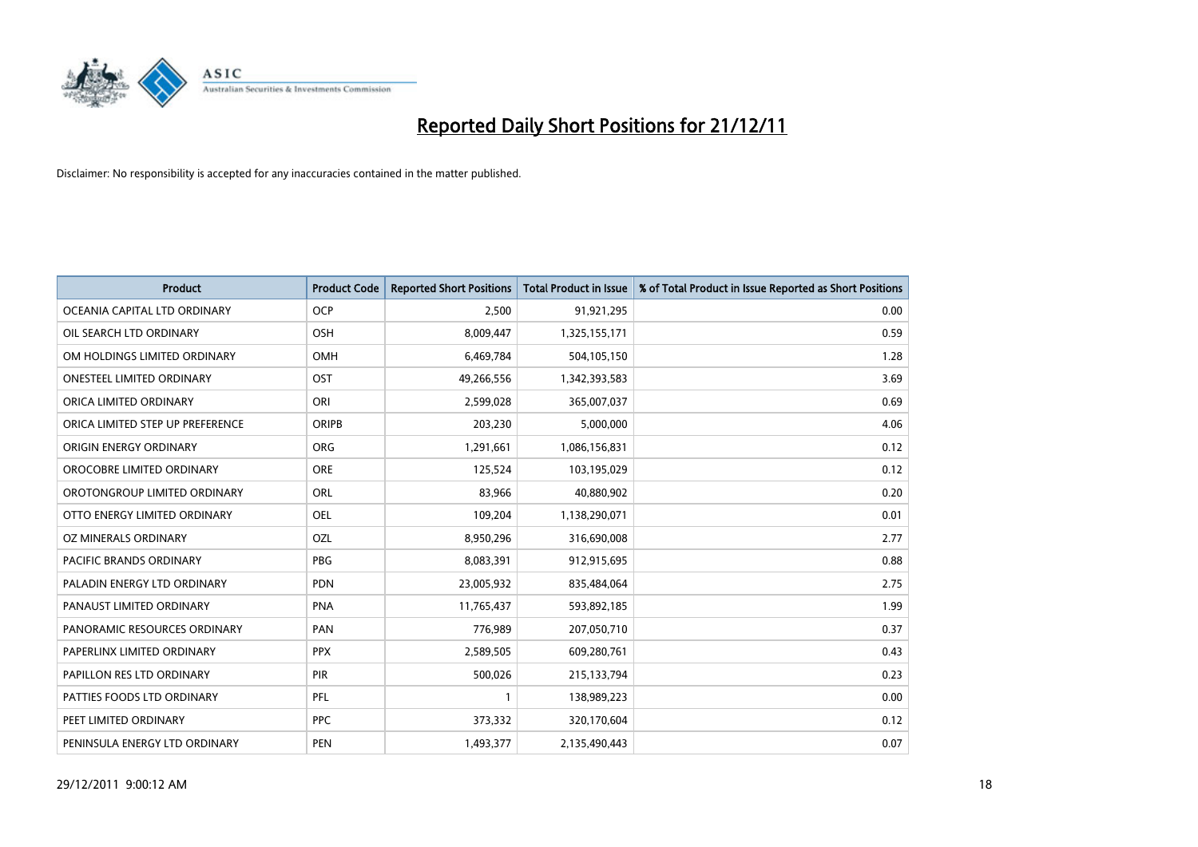# Reported Daily Short Positions for 21/12/11

Disclaimer: No responsibility is accepted for any inaccuracies contained in the matter published.

| Product | Product Code | Reported Short Positions | Total Product in Issue | % of Total Product in Issue Reported as Short Positions |
|---|---|---|---|---|
| OCEANIA CAPITAL LTD ORDINARY | OCP | 2,500 | 91,921,295 | 0.00 |
| OIL SEARCH LTD ORDINARY | OSH | 8,009,447 | 1,325,155,171 | 0.59 |
| OM HOLDINGS LIMITED ORDINARY | OMH | 6,469,784 | 504,105,150 | 1.28 |
| ONESTEEL LIMITED ORDINARY | OST | 49,266,556 | 1,342,393,583 | 3.69 |
| ORICA LIMITED ORDINARY | ORI | 2,599,028 | 365,007,037 | 0.69 |
| ORICA LIMITED STEP UP PREFERENCE | ORIPB | 203,230 | 5,000,000 | 4.06 |
| ORIGIN ENERGY ORDINARY | ORG | 1,291,661 | 1,086,156,831 | 0.12 |
| OROCOBRE LIMITED ORDINARY | ORE | 125,524 | 103,195,029 | 0.12 |
| OROTONGROUP LIMITED ORDINARY | ORL | 83,966 | 40,880,902 | 0.20 |
| OTTO ENERGY LIMITED ORDINARY | OEL | 109,204 | 1,138,290,071 | 0.01 |
| OZ MINERALS ORDINARY | OZL | 8,950,296 | 316,690,008 | 2.77 |
| PACIFIC BRANDS ORDINARY | PBG | 8,083,391 | 912,915,695 | 0.88 |
| PALADIN ENERGY LTD ORDINARY | PDN | 23,005,932 | 835,484,064 | 2.75 |
| PANAUST LIMITED ORDINARY | PNA | 11,765,437 | 593,892,185 | 1.99 |
| PANORAMIC RESOURCES ORDINARY | PAN | 776,989 | 207,050,710 | 0.37 |
| PAPERLINX LIMITED ORDINARY | PPX | 2,589,505 | 609,280,761 | 0.43 |
| PAPILLON RES LTD ORDINARY | PIR | 500,026 | 215,133,794 | 0.23 |
| PATTIES FOODS LTD ORDINARY | PFL | 1 | 138,989,223 | 0.00 |
| PEET LIMITED ORDINARY | PPC | 373,332 | 320,170,604 | 0.12 |
| PENINSULA ENERGY LTD ORDINARY | PEN | 1,493,377 | 2,135,490,443 | 0.07 |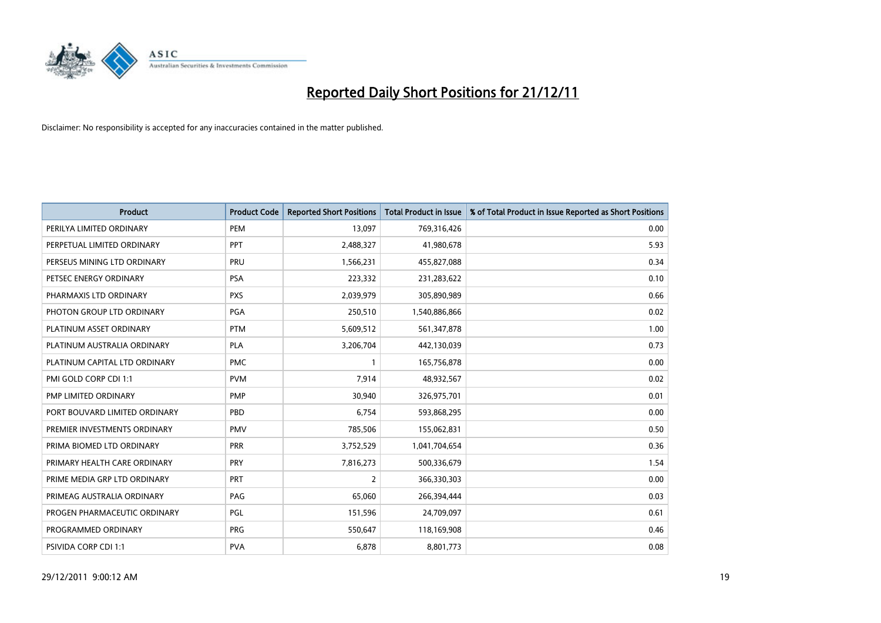# Reported Daily Short Positions for 21/12/11

Disclaimer: No responsibility is accepted for any inaccuracies contained in the matter published.

| Product | Product Code | Reported Short Positions | Total Product in Issue | % of Total Product in Issue Reported as Short Positions |
|---|---|---|---|---|
| PERILYA LIMITED ORDINARY | PEM | 13,097 | 769,316,426 | 0.00 |
| PERPETUAL LIMITED ORDINARY | PPT | 2,488,327 | 41,980,678 | 5.93 |
| PERSEUS MINING LTD ORDINARY | PRU | 1,566,231 | 455,827,088 | 0.34 |
| PETSEC ENERGY ORDINARY | PSA | 223,332 | 231,283,622 | 0.10 |
| PHARMAXIS LTD ORDINARY | PXS | 2,039,979 | 305,890,989 | 0.66 |
| PHOTON GROUP LTD ORDINARY | PGA | 250,510 | 1,540,886,866 | 0.02 |
| PLATINUM ASSET ORDINARY | PTM | 5,609,512 | 561,347,878 | 1.00 |
| PLATINUM AUSTRALIA ORDINARY | PLA | 3,206,704 | 442,130,039 | 0.73 |
| PLATINUM CAPITAL LTD ORDINARY | PMC | 1 | 165,756,878 | 0.00 |
| PMI GOLD CORP CDI 1:1 | PVM | 7,914 | 48,932,567 | 0.02 |
| PMP LIMITED ORDINARY | PMP | 30,940 | 326,975,701 | 0.01 |
| PORT BOUVARD LIMITED ORDINARY | PBD | 6,754 | 593,868,295 | 0.00 |
| PREMIER INVESTMENTS ORDINARY | PMV | 785,506 | 155,062,831 | 0.50 |
| PRIMA BIOMED LTD ORDINARY | PRR | 3,752,529 | 1,041,704,654 | 0.36 |
| PRIMARY HEALTH CARE ORDINARY | PRY | 7,816,273 | 500,336,679 | 1.54 |
| PRIME MEDIA GRP LTD ORDINARY | PRT | 2 | 366,330,303 | 0.00 |
| PRIMEAG AUSTRALIA ORDINARY | PAG | 65,060 | 266,394,444 | 0.03 |
| PROGEN PHARMACEUTIC ORDINARY | PGL | 151,596 | 24,709,097 | 0.61 |
| PROGRAMMED ORDINARY | PRG | 550,647 | 118,169,908 | 0.46 |
| PSIVIDA CORP CDI 1:1 | PVA | 6,878 | 8,801,773 | 0.08 |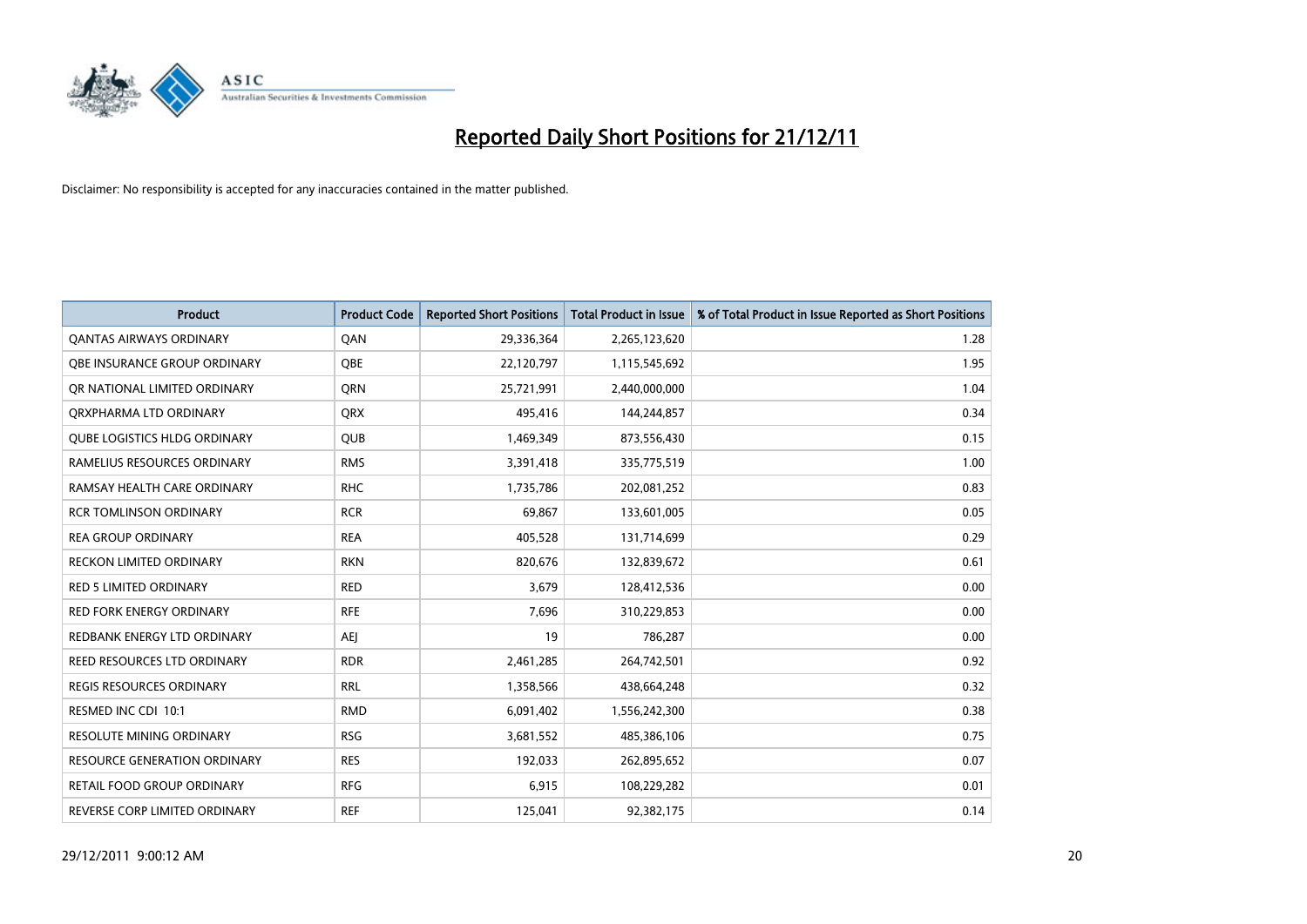# Reported Daily Short Positions for 21/12/11

Disclaimer: No responsibility is accepted for any inaccuracies contained in the matter published.

| Product | Product Code | Reported Short Positions | Total Product in Issue | % of Total Product in Issue Reported as Short Positions |
|---|---|---|---|---|
| QANTAS AIRWAYS ORDINARY | QAN | 29,336,364 | 2,265,123,620 | 1.28 |
| QBE INSURANCE GROUP ORDINARY | QBE | 22,120,797 | 1,115,545,692 | 1.95 |
| QR NATIONAL LIMITED ORDINARY | QRN | 25,721,991 | 2,440,000,000 | 1.04 |
| QRXPHARMA LTD ORDINARY | QRX | 495,416 | 144,244,857 | 0.34 |
| QUBE LOGISTICS HLDG ORDINARY | QUB | 1,469,349 | 873,556,430 | 0.15 |
| RAMELIUS RESOURCES ORDINARY | RMS | 3,391,418 | 335,775,519 | 1.00 |
| RAMSAY HEALTH CARE ORDINARY | RHC | 1,735,786 | 202,081,252 | 0.83 |
| RCR TOMLINSON ORDINARY | RCR | 69,867 | 133,601,005 | 0.05 |
| REA GROUP ORDINARY | REA | 405,528 | 131,714,699 | 0.29 |
| RECKON LIMITED ORDINARY | RKN | 820,676 | 132,839,672 | 0.61 |
| RED 5 LIMITED ORDINARY | RED | 3,679 | 128,412,536 | 0.00 |
| RED FORK ENERGY ORDINARY | RFE | 7,696 | 310,229,853 | 0.00 |
| REDBANK ENERGY LTD ORDINARY | AEJ | 19 | 786,287 | 0.00 |
| REED RESOURCES LTD ORDINARY | RDR | 2,461,285 | 264,742,501 | 0.92 |
| REGIS RESOURCES ORDINARY | RRL | 1,358,566 | 438,664,248 | 0.32 |
| RESMED INC CDI 10:1 | RMD | 6,091,402 | 1,556,242,300 | 0.38 |
| RESOLUTE MINING ORDINARY | RSG | 3,681,552 | 485,386,106 | 0.75 |
| RESOURCE GENERATION ORDINARY | RES | 192,033 | 262,895,652 | 0.07 |
| RETAIL FOOD GROUP ORDINARY | RFG | 6,915 | 108,229,282 | 0.01 |
| REVERSE CORP LIMITED ORDINARY | REF | 125,041 | 92,382,175 | 0.14 |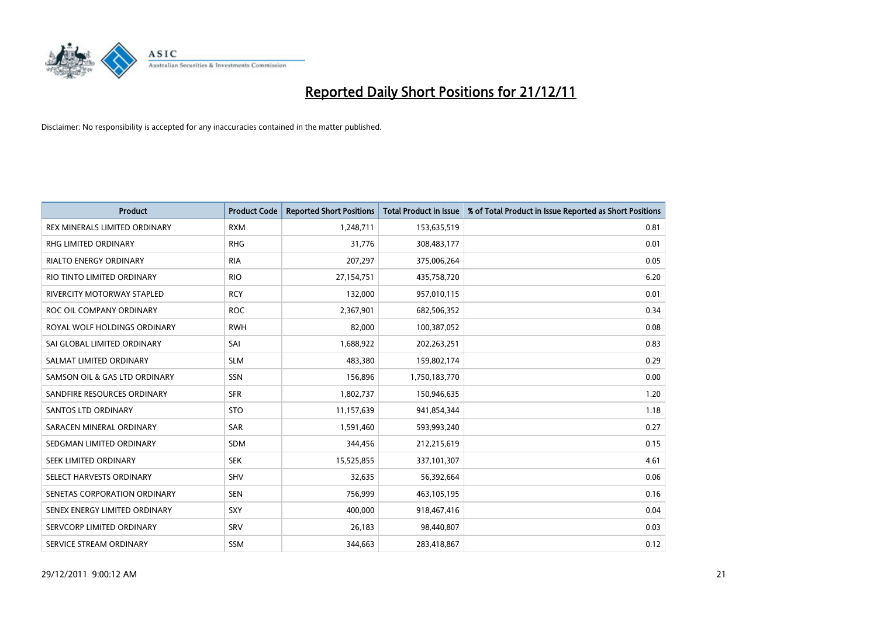# Reported Daily Short Positions for 21/12/11

Disclaimer: No responsibility is accepted for any inaccuracies contained in the matter published.

| Product | Product Code | Reported Short Positions | Total Product in Issue | % of Total Product in Issue Reported as Short Positions |
|---|---|---|---|---|
| REX MINERALS LIMITED ORDINARY | RXM | 1,248,711 | 153,635,519 | 0.81 |
| RHG LIMITED ORDINARY | RHG | 31,776 | 308,483,177 | 0.01 |
| RIALTO ENERGY ORDINARY | RIA | 207,297 | 375,006,264 | 0.05 |
| RIO TINTO LIMITED ORDINARY | RIO | 27,154,751 | 435,758,720 | 6.20 |
| RIVERCITY MOTORWAY STAPLED | RCY | 132,000 | 957,010,115 | 0.01 |
| ROC OIL COMPANY ORDINARY | ROC | 2,367,901 | 682,506,352 | 0.34 |
| ROYAL WOLF HOLDINGS ORDINARY | RWH | 82,000 | 100,387,052 | 0.08 |
| SAI GLOBAL LIMITED ORDINARY | SAI | 1,688,922 | 202,263,251 | 0.83 |
| SALMAT LIMITED ORDINARY | SLM | 483,380 | 159,802,174 | 0.29 |
| SAMSON OIL & GAS LTD ORDINARY | SSN | 156,896 | 1,750,183,770 | 0.00 |
| SANDFIRE RESOURCES ORDINARY | SFR | 1,802,737 | 150,946,635 | 1.20 |
| SANTOS LTD ORDINARY | STO | 11,157,639 | 941,854,344 | 1.18 |
| SARACEN MINERAL ORDINARY | SAR | 1,591,460 | 593,993,240 | 0.27 |
| SEDGMAN LIMITED ORDINARY | SDM | 344,456 | 212,215,619 | 0.15 |
| SEEK LIMITED ORDINARY | SEK | 15,525,855 | 337,101,307 | 4.61 |
| SELECT HARVESTS ORDINARY | SHV | 32,635 | 56,392,664 | 0.06 |
| SENETAS CORPORATION ORDINARY | SEN | 756,999 | 463,105,195 | 0.16 |
| SENEX ENERGY LIMITED ORDINARY | SXY | 400,000 | 918,467,416 | 0.04 |
| SERVCORP LIMITED ORDINARY | SRV | 26,183 | 98,440,807 | 0.03 |
| SERVICE STREAM ORDINARY | SSM | 344,663 | 283,418,867 | 0.12 |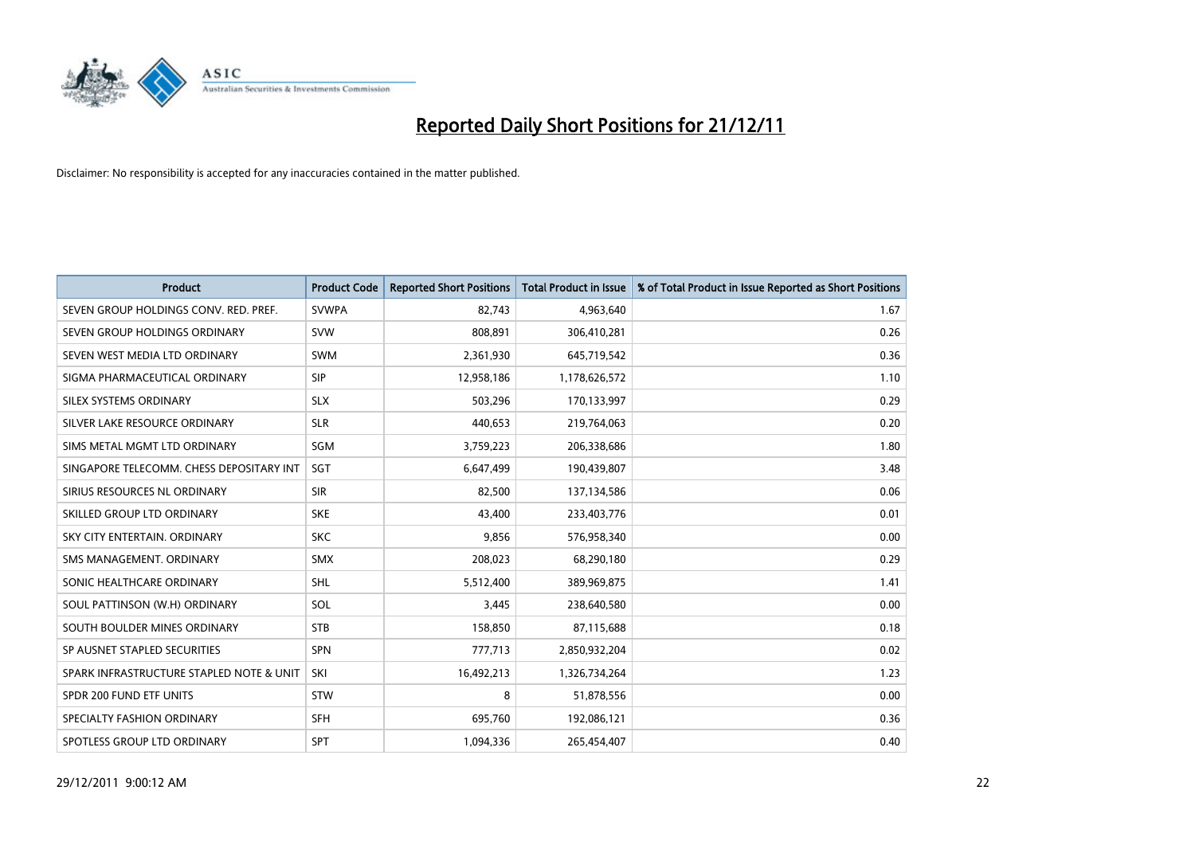# Reported Daily Short Positions for 21/12/11

Disclaimer: No responsibility is accepted for any inaccuracies contained in the matter published.

| Product | Product Code | Reported Short Positions | Total Product in Issue | % of Total Product in Issue Reported as Short Positions |
|---|---|---|---|---|
| SEVEN GROUP HOLDINGS CONV. RED. PREF. | SVWPA | 82,743 | 4,963,640 | 1.67 |
| SEVEN GROUP HOLDINGS ORDINARY | SVW | 808,891 | 306,410,281 | 0.26 |
| SEVEN WEST MEDIA LTD ORDINARY | SWM | 2,361,930 | 645,719,542 | 0.36 |
| SIGMA PHARMACEUTICAL ORDINARY | SIP | 12,958,186 | 1,178,626,572 | 1.10 |
| SILEX SYSTEMS ORDINARY | SLX | 503,296 | 170,133,997 | 0.29 |
| SILVER LAKE RESOURCE ORDINARY | SLR | 440,653 | 219,764,063 | 0.20 |
| SIMS METAL MGMT LTD ORDINARY | SGM | 3,759,223 | 206,338,686 | 1.80 |
| SINGAPORE TELECOMM. CHESS DEPOSITARY INT | SGT | 6,647,499 | 190,439,807 | 3.48 |
| SIRIUS RESOURCES NL ORDINARY | SIR | 82,500 | 137,134,586 | 0.06 |
| SKILLED GROUP LTD ORDINARY | SKE | 43,400 | 233,403,776 | 0.01 |
| SKY CITY ENTERTAIN. ORDINARY | SKC | 9,856 | 576,958,340 | 0.00 |
| SMS MANAGEMENT. ORDINARY | SMX | 208,023 | 68,290,180 | 0.29 |
| SONIC HEALTHCARE ORDINARY | SHL | 5,512,400 | 389,969,875 | 1.41 |
| SOUL PATTINSON (W.H) ORDINARY | SOL | 3,445 | 238,640,580 | 0.00 |
| SOUTH BOULDER MINES ORDINARY | STB | 158,850 | 87,115,688 | 0.18 |
| SP AUSNET STAPLED SECURITIES | SPN | 777,713 | 2,850,932,204 | 0.02 |
| SPARK INFRASTRUCTURE STAPLED NOTE & UNIT | SKI | 16,492,213 | 1,326,734,264 | 1.23 |
| SPDR 200 FUND ETF UNITS | STW | 8 | 51,878,556 | 0.00 |
| SPECIALTY FASHION ORDINARY | SFH | 695,760 | 192,086,121 | 0.36 |
| SPOTLESS GROUP LTD ORDINARY | SPT | 1,094,336 | 265,454,407 | 0.40 |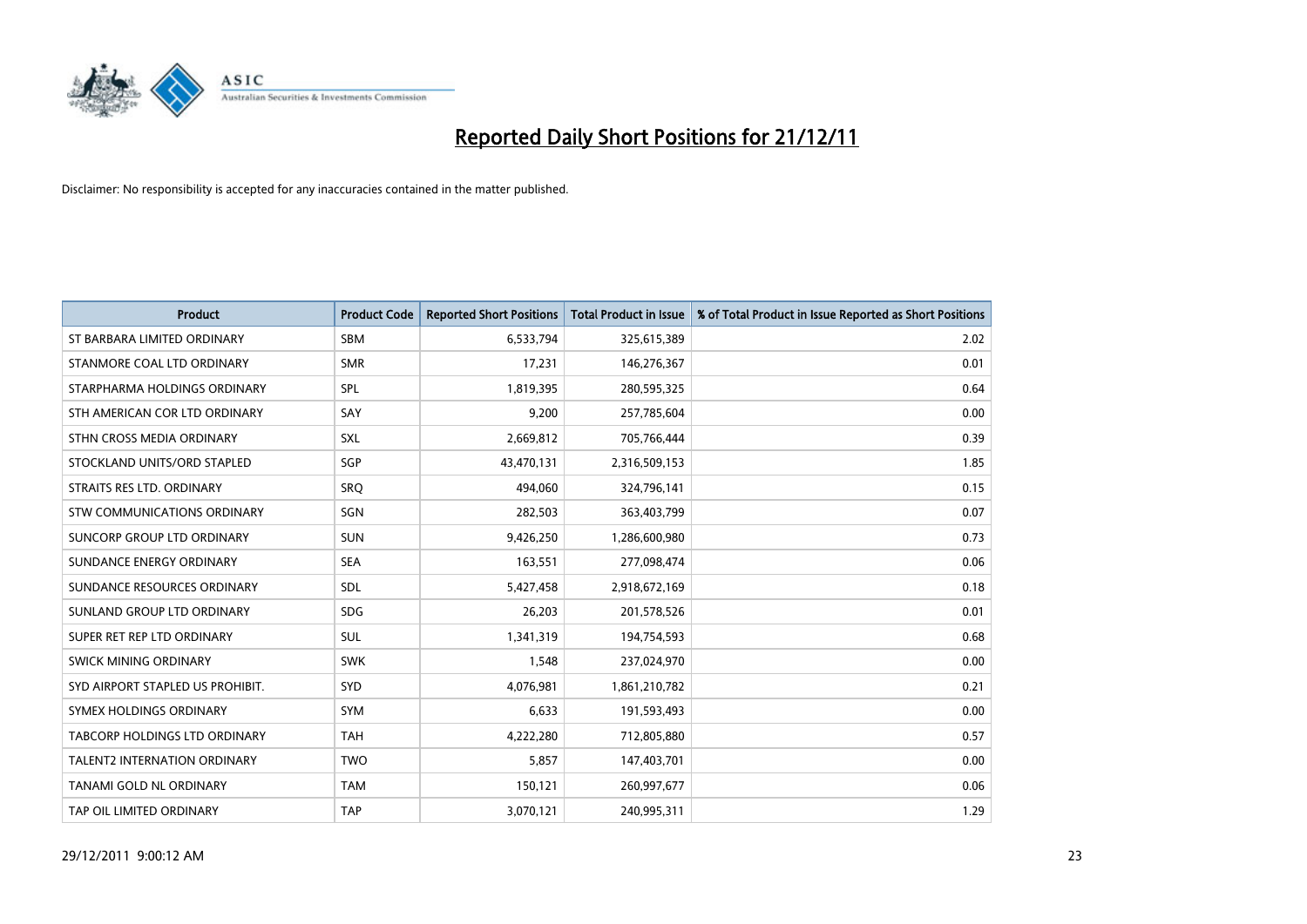# Reported Daily Short Positions for 21/12/11

Disclaimer: No responsibility is accepted for any inaccuracies contained in the matter published.

| Product | Product Code | Reported Short Positions | Total Product in Issue | % of Total Product in Issue Reported as Short Positions |
|---|---|---|---|---|
| ST BARBARA LIMITED ORDINARY | SBM | 6,533,794 | 325,615,389 | 2.02 |
| STANMORE COAL LTD ORDINARY | SMR | 17,231 | 146,276,367 | 0.01 |
| STARPHARMA HOLDINGS ORDINARY | SPL | 1,819,395 | 280,595,325 | 0.64 |
| STH AMERICAN COR LTD ORDINARY | SAY | 9,200 | 257,785,604 | 0.00 |
| STHN CROSS MEDIA ORDINARY | SXL | 2,669,812 | 705,766,444 | 0.39 |
| STOCKLAND UNITS/ORD STAPLED | SGP | 43,470,131 | 2,316,509,153 | 1.85 |
| STRAITS RES LTD. ORDINARY | SRQ | 494,060 | 324,796,141 | 0.15 |
| STW COMMUNICATIONS ORDINARY | SGN | 282,503 | 363,403,799 | 0.07 |
| SUNCORP GROUP LTD ORDINARY | SUN | 9,426,250 | 1,286,600,980 | 0.73 |
| SUNDANCE ENERGY ORDINARY | SEA | 163,551 | 277,098,474 | 0.06 |
| SUNDANCE RESOURCES ORDINARY | SDL | 5,427,458 | 2,918,672,169 | 0.18 |
| SUNLAND GROUP LTD ORDINARY | SDG | 26,203 | 201,578,526 | 0.01 |
| SUPER RET REP LTD ORDINARY | SUL | 1,341,319 | 194,754,593 | 0.68 |
| SWICK MINING ORDINARY | SWK | 1,548 | 237,024,970 | 0.00 |
| SYD AIRPORT STAPLED US PROHIBIT. | SYD | 4,076,981 | 1,861,210,782 | 0.21 |
| SYMEX HOLDINGS ORDINARY | SYM | 6,633 | 191,593,493 | 0.00 |
| TABCORP HOLDINGS LTD ORDINARY | TAH | 4,222,280 | 712,805,880 | 0.57 |
| TALENT2 INTERNATION ORDINARY | TWO | 5,857 | 147,403,701 | 0.00 |
| TANAMI GOLD NL ORDINARY | TAM | 150,121 | 260,997,677 | 0.06 |
| TAP OIL LIMITED ORDINARY | TAP | 3,070,121 | 240,995,311 | 1.29 |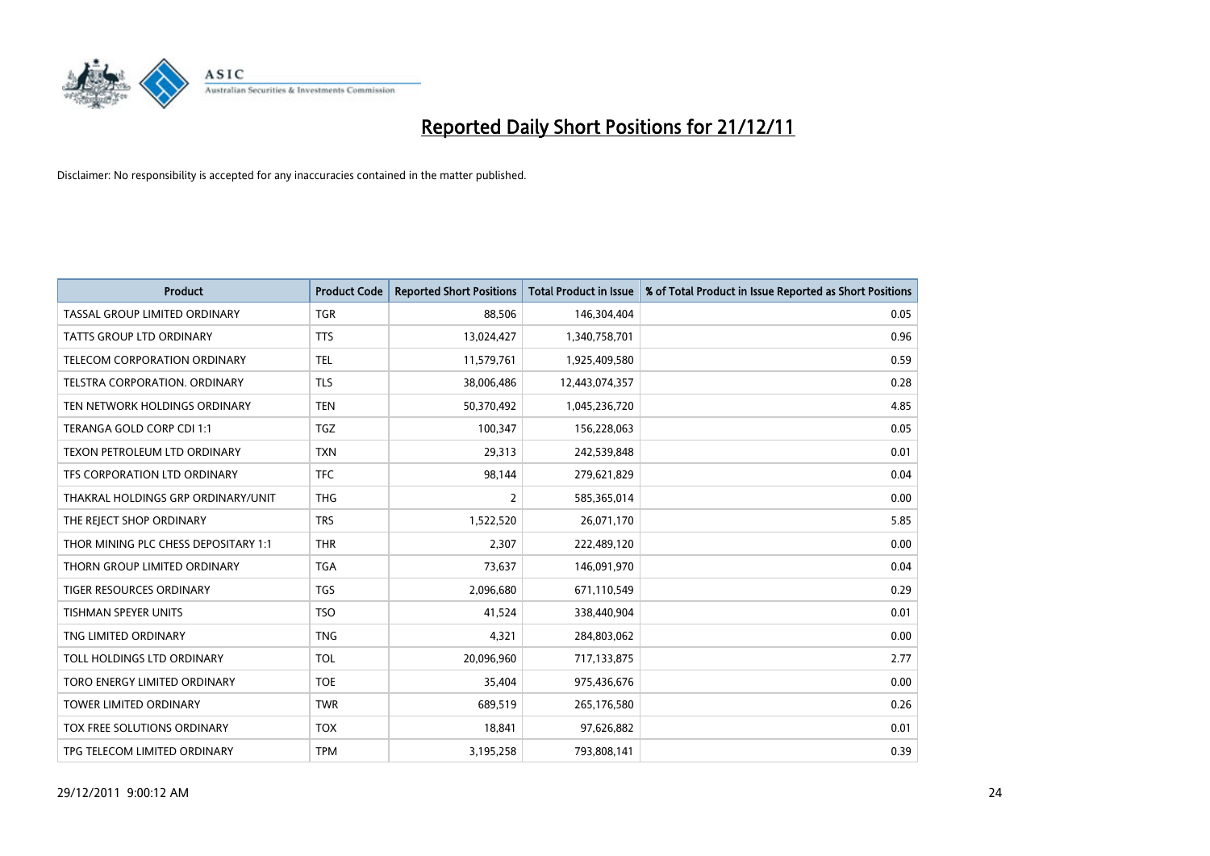# Reported Daily Short Positions for 21/12/11

Disclaimer: No responsibility is accepted for any inaccuracies contained in the matter published.

| Product | Product Code | Reported Short Positions | Total Product in Issue | % of Total Product in Issue Reported as Short Positions |
|---|---|---|---|---|
| TASSAL GROUP LIMITED ORDINARY | TGR | 88,506 | 146,304,404 | 0.05 |
| TATTS GROUP LTD ORDINARY | TTS | 13,024,427 | 1,340,758,701 | 0.96 |
| TELECOM CORPORATION ORDINARY | TEL | 11,579,761 | 1,925,409,580 | 0.59 |
| TELSTRA CORPORATION. ORDINARY | TLS | 38,006,486 | 12,443,074,357 | 0.28 |
| TEN NETWORK HOLDINGS ORDINARY | TEN | 50,370,492 | 1,045,236,720 | 4.85 |
| TERANGA GOLD CORP CDI 1:1 | TGZ | 100,347 | 156,228,063 | 0.05 |
| TEXON PETROLEUM LTD ORDINARY | TXN | 29,313 | 242,539,848 | 0.01 |
| TFS CORPORATION LTD ORDINARY | TFC | 98,144 | 279,621,829 | 0.04 |
| THAKRAL HOLDINGS GRP ORDINARY/UNIT | THG | 2 | 585,365,014 | 0.00 |
| THE REJECT SHOP ORDINARY | TRS | 1,522,520 | 26,071,170 | 5.85 |
| THOR MINING PLC CHESS DEPOSITARY 1:1 | THR | 2,307 | 222,489,120 | 0.00 |
| THORN GROUP LIMITED ORDINARY | TGA | 73,637 | 146,091,970 | 0.04 |
| TIGER RESOURCES ORDINARY | TGS | 2,096,680 | 671,110,549 | 0.29 |
| TISHMAN SPEYER UNITS | TSO | 41,524 | 338,440,904 | 0.01 |
| TNG LIMITED ORDINARY | TNG | 4,321 | 284,803,062 | 0.00 |
| TOLL HOLDINGS LTD ORDINARY | TOL | 20,096,960 | 717,133,875 | 2.77 |
| TORO ENERGY LIMITED ORDINARY | TOE | 35,404 | 975,436,676 | 0.00 |
| TOWER LIMITED ORDINARY | TWR | 689,519 | 265,176,580 | 0.26 |
| TOX FREE SOLUTIONS ORDINARY | TOX | 18,841 | 97,626,882 | 0.01 |
| TPG TELECOM LIMITED ORDINARY | TPM | 3,195,258 | 793,808,141 | 0.39 |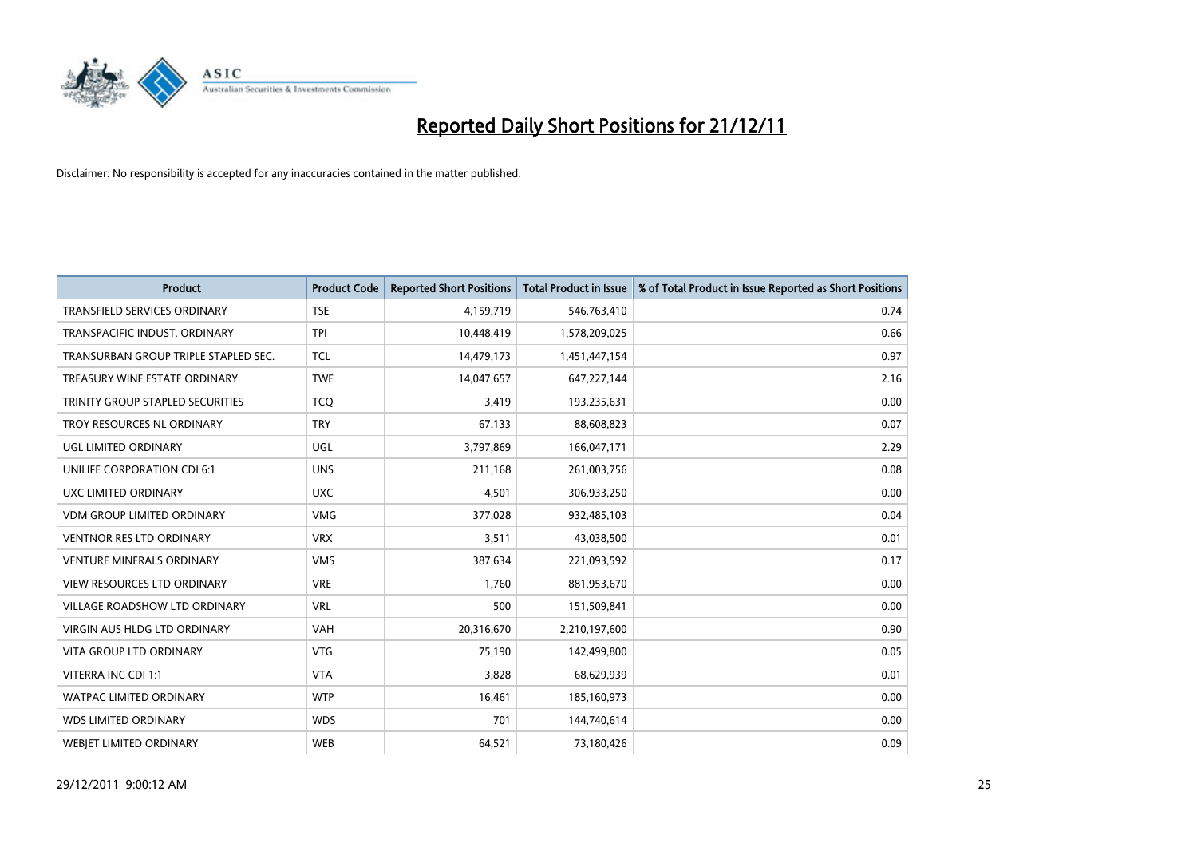# Reported Daily Short Positions for 21/12/11

Disclaimer: No responsibility is accepted for any inaccuracies contained in the matter published.

| Product | Product Code | Reported Short Positions | Total Product in Issue | % of Total Product in Issue Reported as Short Positions |
|---|---|---|---|---|
| TRANSFIELD SERVICES ORDINARY | TSE | 4,159,719 | 546,763,410 | 0.74 |
| TRANSPACIFIC INDUST. ORDINARY | TPI | 10,448,419 | 1,578,209,025 | 0.66 |
| TRANSURBAN GROUP TRIPLE STAPLED SEC. | TCL | 14,479,173 | 1,451,447,154 | 0.97 |
| TREASURY WINE ESTATE ORDINARY | TWE | 14,047,657 | 647,227,144 | 2.16 |
| TRINITY GROUP STAPLED SECURITIES | TCQ | 3,419 | 193,235,631 | 0.00 |
| TROY RESOURCES NL ORDINARY | TRY | 67,133 | 88,608,823 | 0.07 |
| UGL LIMITED ORDINARY | UGL | 3,797,869 | 166,047,171 | 2.29 |
| UNILIFE CORPORATION CDI 6:1 | UNS | 211,168 | 261,003,756 | 0.08 |
| UXC LIMITED ORDINARY | UXC | 4,501 | 306,933,250 | 0.00 |
| VDM GROUP LIMITED ORDINARY | VMG | 377,028 | 932,485,103 | 0.04 |
| VENTNOR RES LTD ORDINARY | VRX | 3,511 | 43,038,500 | 0.01 |
| VENTURE MINERALS ORDINARY | VMS | 387,634 | 221,093,592 | 0.17 |
| VIEW RESOURCES LTD ORDINARY | VRE | 1,760 | 881,953,670 | 0.00 |
| VILLAGE ROADSHOW LTD ORDINARY | VRL | 500 | 151,509,841 | 0.00 |
| VIRGIN AUS HLDG LTD ORDINARY | VAH | 20,316,670 | 2,210,197,600 | 0.90 |
| VITA GROUP LTD ORDINARY | VTG | 75,190 | 142,499,800 | 0.05 |
| VITERRA INC CDI 1:1 | VTA | 3,828 | 68,629,939 | 0.01 |
| WATPAC LIMITED ORDINARY | WTP | 16,461 | 185,160,973 | 0.00 |
| WDS LIMITED ORDINARY | WDS | 701 | 144,740,614 | 0.00 |
| WEBJET LIMITED ORDINARY | WEB | 64,521 | 73,180,426 | 0.09 |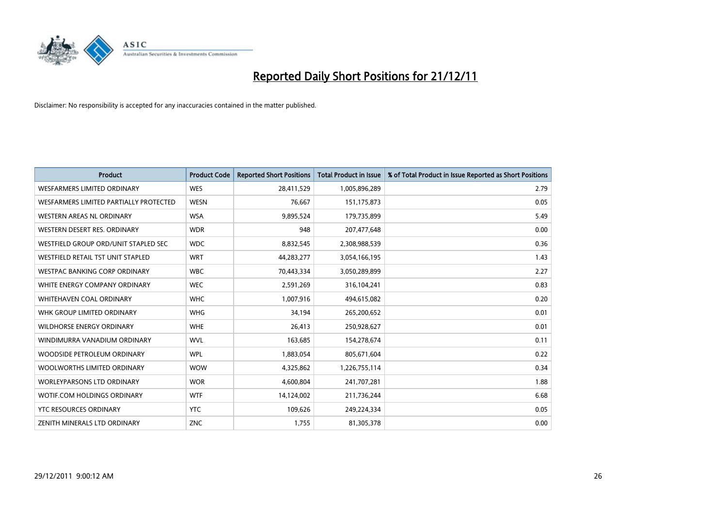# Reported Daily Short Positions for 21/12/11

Disclaimer: No responsibility is accepted for any inaccuracies contained in the matter published.

| Product | Product Code | Reported Short Positions | Total Product in Issue | % of Total Product in Issue Reported as Short Positions |
|---|---|---|---|---|
| WESFARMERS LIMITED ORDINARY | WES | 28,411,529 | 1,005,896,289 | 2.79 |
| WESFARMERS LIMITED PARTIALLY PROTECTED | WESN | 76,667 | 151,175,873 | 0.05 |
| WESTERN AREAS NL ORDINARY | WSA | 9,895,524 | 179,735,899 | 5.49 |
| WESTERN DESERT RES. ORDINARY | WDR | 948 | 207,477,648 | 0.00 |
| WESTFIELD GROUP ORD/UNIT STAPLED SEC | WDC | 8,832,545 | 2,308,988,539 | 0.36 |
| WESTFIELD RETAIL TST UNIT STAPLED | WRT | 44,283,277 | 3,054,166,195 | 1.43 |
| WESTPAC BANKING CORP ORDINARY | WBC | 70,443,334 | 3,050,289,899 | 2.27 |
| WHITE ENERGY COMPANY ORDINARY | WEC | 2,591,269 | 316,104,241 | 0.83 |
| WHITEHAVEN COAL ORDINARY | WHC | 1,007,916 | 494,615,082 | 0.20 |
| WHK GROUP LIMITED ORDINARY | WHG | 34,194 | 265,200,652 | 0.01 |
| WILDHORSE ENERGY ORDINARY | WHE | 26,413 | 250,928,627 | 0.01 |
| WINDIMURRA VANADIUM ORDINARY | WVL | 163,685 | 154,278,674 | 0.11 |
| WOODSIDE PETROLEUM ORDINARY | WPL | 1,883,054 | 805,671,604 | 0.22 |
| WOOLWORTHS LIMITED ORDINARY | WOW | 4,325,862 | 1,226,755,114 | 0.34 |
| WORLEYPARSONS LTD ORDINARY | WOR | 4,600,804 | 241,707,281 | 1.88 |
| WOTIF.COM HOLDINGS ORDINARY | WTF | 14,124,002 | 211,736,244 | 6.68 |
| YTC RESOURCES ORDINARY | YTC | 109,626 | 249,224,334 | 0.05 |
| ZENITH MINERALS LTD ORDINARY | ZNC | 1,755 | 81,305,378 | 0.00 |